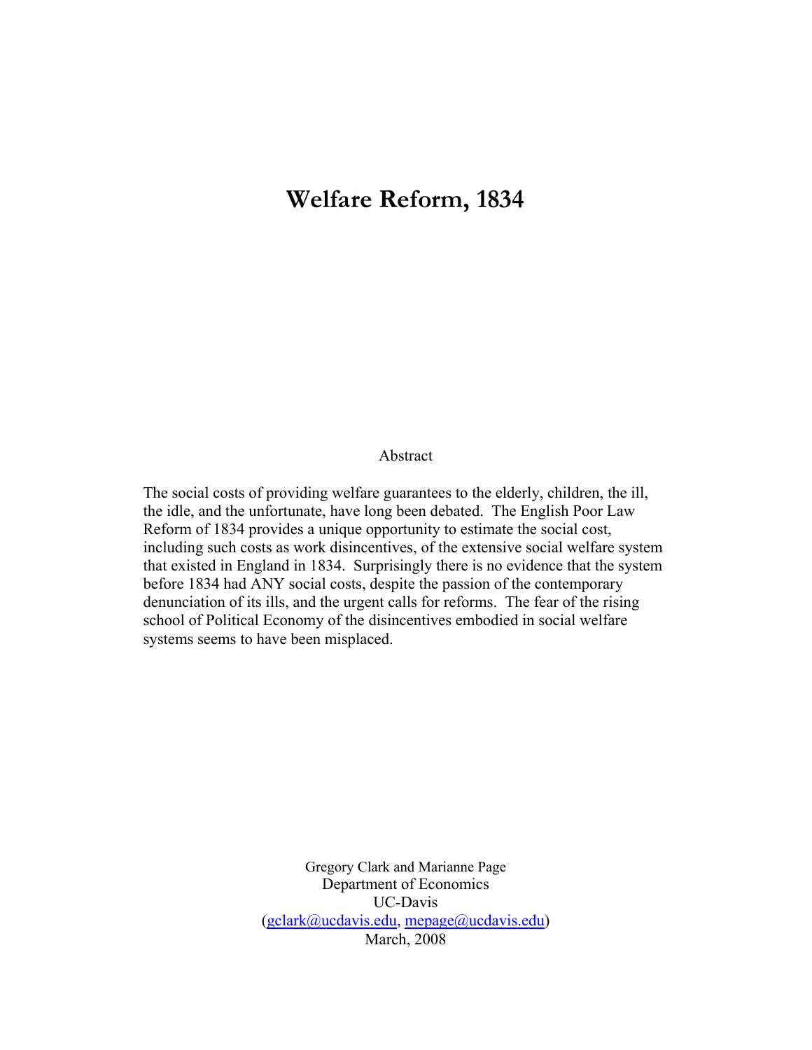# Welfare Reform, 1834

Abstract

The social costs of providing welfare guarantees to the elderly, children, the ill, the idle, and the unfortunate, have long been debated. The English Poor Law Reform of 1834 provides a unique opportunity to estimate the social cost, including such costs as work disincentives, of the extensive social welfare system that existed in England in 1834. Surprisingly there is no evidence that the system before 1834 had ANY social costs, despite the passion of the contemporary denunciation of its ills, and the urgent calls for reforms. The fear of the rising school of Political Economy of the disincentives embodied in social welfare systems seems to have been misplaced.

Gregory Clark and Marianne Page
Department of Economics
UC-Davis
(gclark@ucdavis.edu, mepage@ucdavis.edu)
March, 2008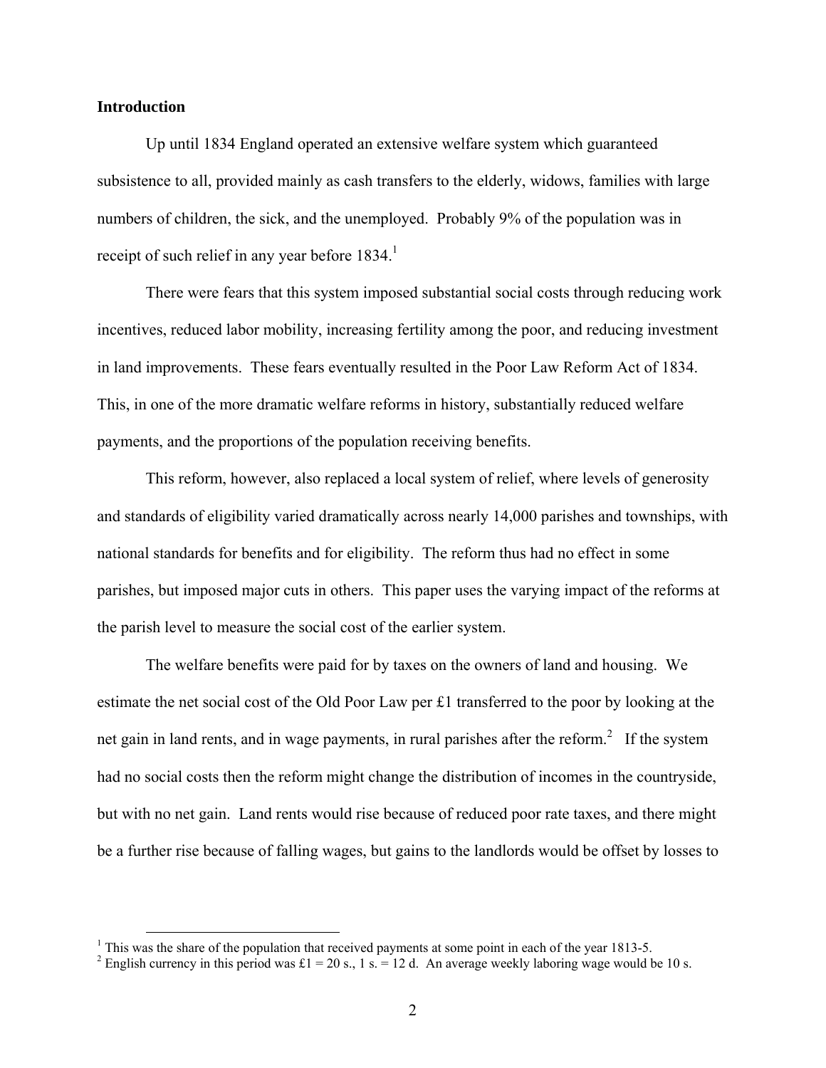## Introduction

Up until 1834 England operated an extensive welfare system which guaranteed subsistence to all, provided mainly as cash transfers to the elderly, widows, families with large numbers of children, the sick, and the unemployed. Probably 9% of the population was in receipt of such relief in any year before 1834.[1]

There were fears that this system imposed substantial social costs through reducing work incentives, reduced labor mobility, increasing fertility among the poor, and reducing investment in land improvements. These fears eventually resulted in the Poor Law Reform Act of 1834. This, in one of the more dramatic welfare reforms in history, substantially reduced welfare payments, and the proportions of the population receiving benefits.

This reform, however, also replaced a local system of relief, where levels of generosity and standards of eligibility varied dramatically across nearly 14,000 parishes and townships, with national standards for benefits and for eligibility. The reform thus had no effect in some parishes, but imposed major cuts in others. This paper uses the varying impact of the reforms at the parish level to measure the social cost of the earlier system.

The welfare benefits were paid for by taxes on the owners of land and housing. We estimate the net social cost of the Old Poor Law per £1 transferred to the poor by looking at the net gain in land rents, and in wage payments, in rural parishes after the reform.[2] If the system had no social costs then the reform might change the distribution of incomes in the countryside, but with no net gain. Land rents would rise because of reduced poor rate taxes, and there might be a further rise because of falling wages, but gains to the landlords would be offset by losses to

[1] This was the share of the population that received payments at some point in each of the year 1813-5.

[2] English currency in this period was £1 = 20 s., 1 s. = 12 d. An average weekly laboring wage would be 10 s.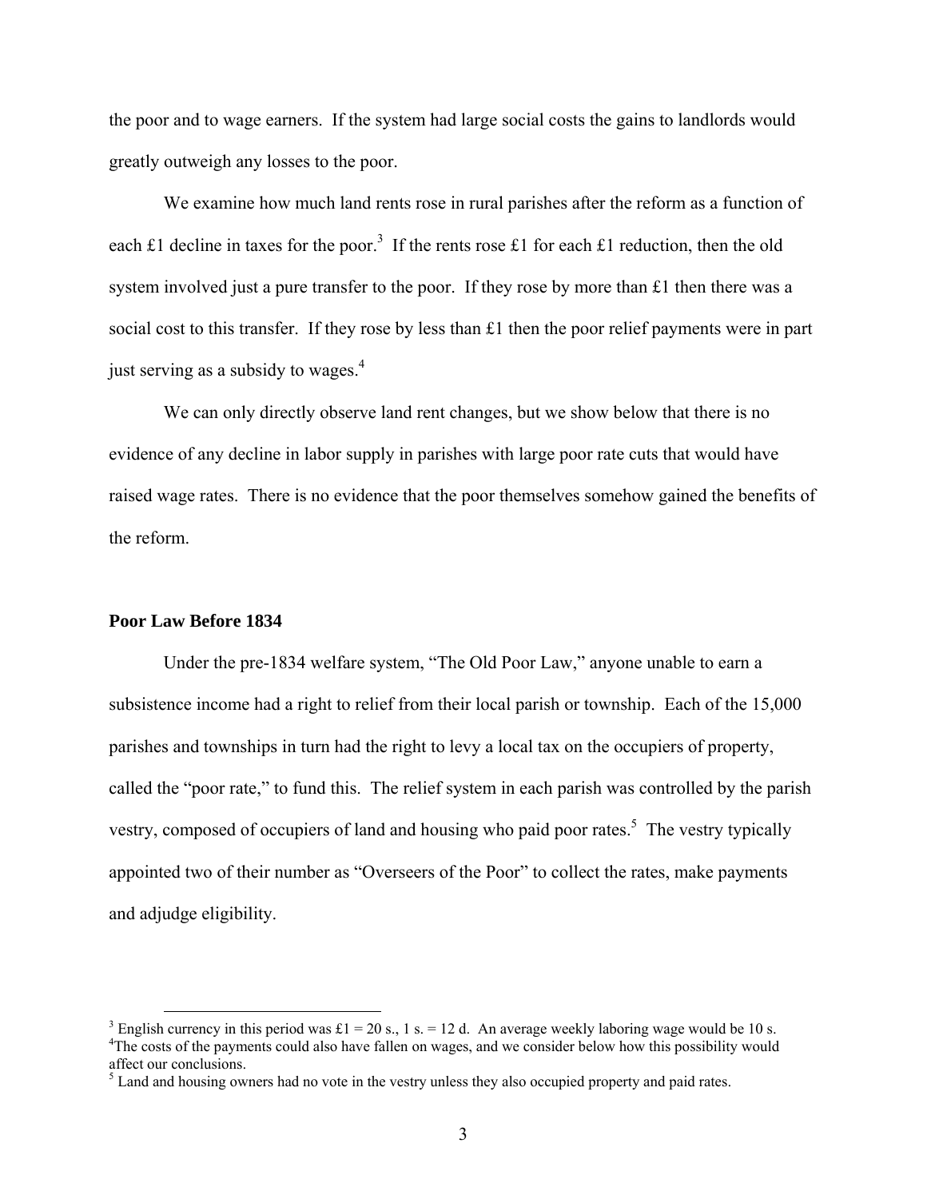the poor and to wage earners. If the system had large social costs the gains to landlords would greatly outweigh any losses to the poor.

We examine how much land rents rose in rural parishes after the reform as a function of each £1 decline in taxes for the poor.[3] If the rents rose £1 for each £1 reduction, then the old system involved just a pure transfer to the poor. If they rose by more than £1 then there was a social cost to this transfer. If they rose by less than £1 then the poor relief payments were in part just serving as a subsidy to wages.[4]

We can only directly observe land rent changes, but we show below that there is no evidence of any decline in labor supply in parishes with large poor rate cuts that would have raised wage rates. There is no evidence that the poor themselves somehow gained the benefits of the reform.

## Poor Law Before 1834

Under the pre-1834 welfare system, "The Old Poor Law," anyone unable to earn a subsistence income had a right to relief from their local parish or township. Each of the 15,000 parishes and townships in turn had the right to levy a local tax on the occupiers of property, called the "poor rate," to fund this. The relief system in each parish was controlled by the parish vestry, composed of occupiers of land and housing who paid poor rates.[5] The vestry typically appointed two of their number as "Overseers of the Poor" to collect the rates, make payments and adjudge eligibility.

---

[3] English currency in this period was £1 = 20 s., 1 s. = 12 d. An average weekly laboring wage would be 10 s.

[4] The costs of the payments could also have fallen on wages, and we consider below how this possibility would affect our conclusions.

[5] Land and housing owners had no vote in the vestry unless they also occupied property and paid rates.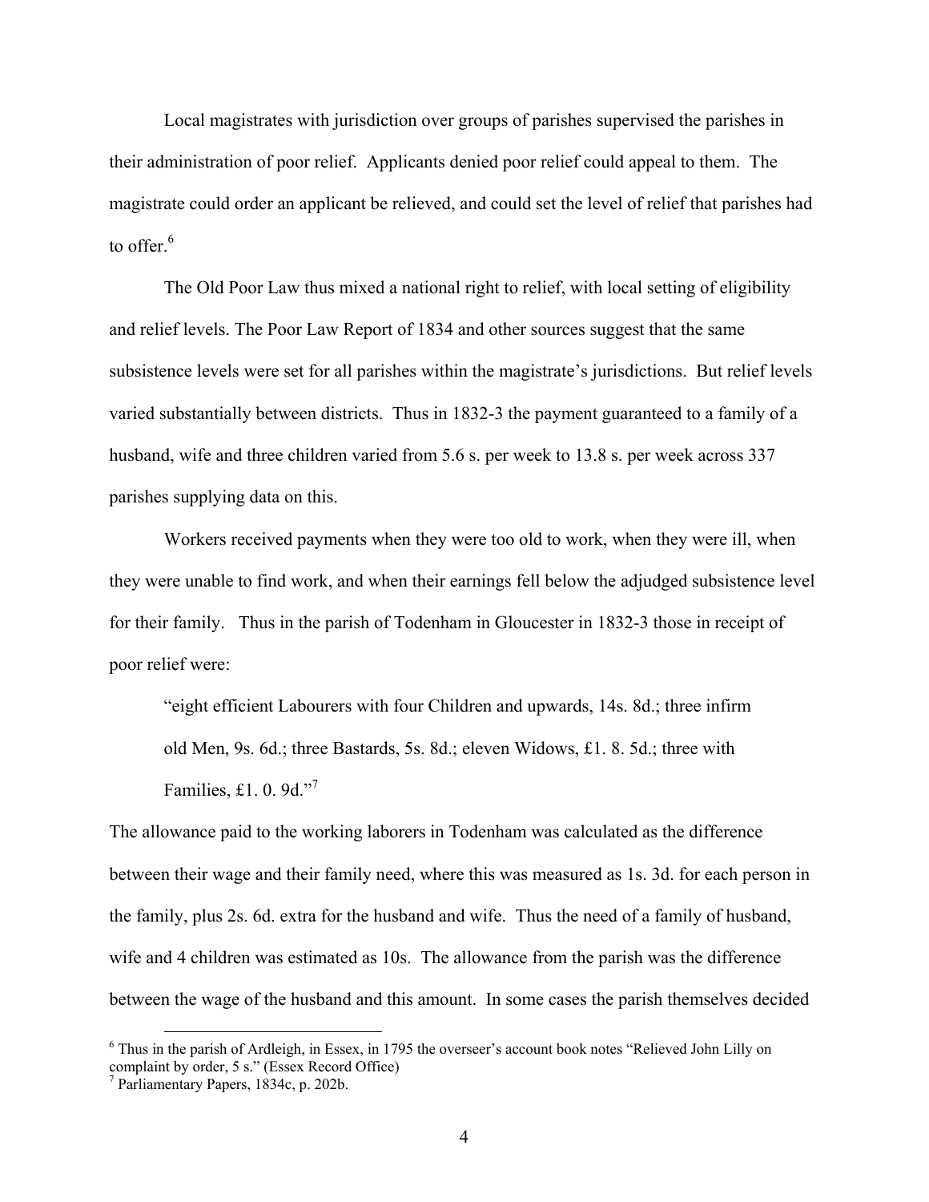Local magistrates with jurisdiction over groups of parishes supervised the parishes in their administration of poor relief. Applicants denied poor relief could appeal to them. The magistrate could order an applicant be relieved, and could set the level of relief that parishes had to offer.[6]

The Old Poor Law thus mixed a national right to relief, with local setting of eligibility and relief levels. The Poor Law Report of 1834 and other sources suggest that the same subsistence levels were set for all parishes within the magistrate's jurisdictions. But relief levels varied substantially between districts. Thus in 1832-3 the payment guaranteed to a family of a husband, wife and three children varied from 5.6 s. per week to 13.8 s. per week across 337 parishes supplying data on this.

Workers received payments when they were too old to work, when they were ill, when they were unable to find work, and when their earnings fell below the adjudged subsistence level for their family. Thus in the parish of Todenham in Gloucester in 1832-3 those in receipt of poor relief were:

> "eight efficient Labourers with four Children and upwards, 14s. 8d.; three infirm old Men, 9s. 6d.; three Bastards, 5s. 8d.; eleven Widows, £1. 8. 5d.; three with Families, £1. 0. 9d."[7]

The allowance paid to the working laborers in Todenham was calculated as the difference between their wage and their family need, where this was measured as 1s. 3d. for each person in the family, plus 2s. 6d. extra for the husband and wife. Thus the need of a family of husband, wife and 4 children was estimated as 10s. The allowance from the parish was the difference between the wage of the husband and this amount. In some cases the parish themselves decided

---

[6] Thus in the parish of Ardleigh, in Essex, in 1795 the overseer's account book notes "Relieved John Lilly on complaint by order, 5 s." (Essex Record Office)

[7] Parliamentary Papers, 1834c, p. 202b.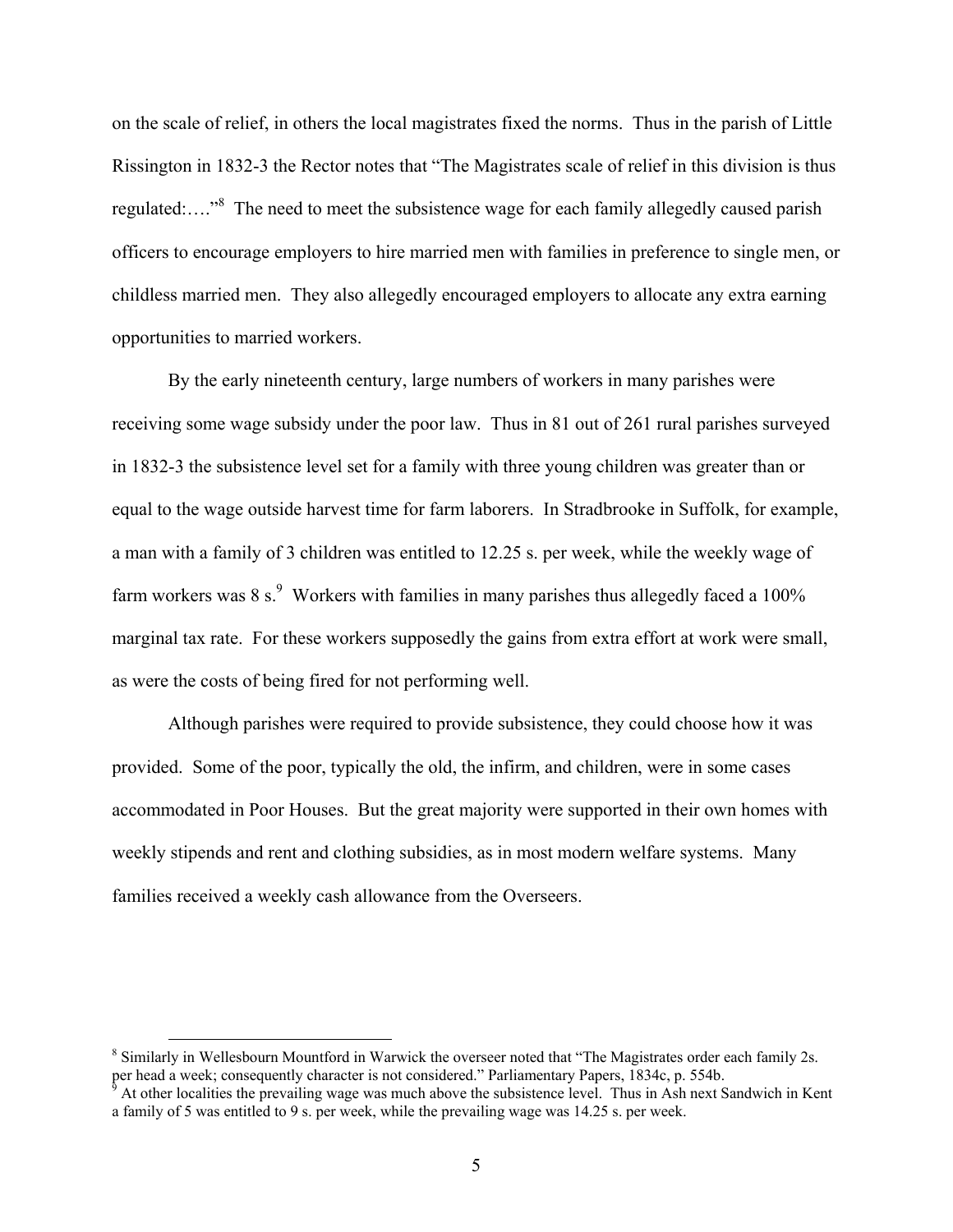on the scale of relief, in others the local magistrates fixed the norms. Thus in the parish of Little Rissington in 1832-3 the Rector notes that "The Magistrates scale of relief in this division is thus regulated:…."[8] The need to meet the subsistence wage for each family allegedly caused parish officers to encourage employers to hire married men with families in preference to single men, or childless married men. They also allegedly encouraged employers to allocate any extra earning opportunities to married workers.

By the early nineteenth century, large numbers of workers in many parishes were receiving some wage subsidy under the poor law. Thus in 81 out of 261 rural parishes surveyed in 1832-3 the subsistence level set for a family with three young children was greater than or equal to the wage outside harvest time for farm laborers. In Stradbrooke in Suffolk, for example, a man with a family of 3 children was entitled to 12.25 s. per week, while the weekly wage of farm workers was 8 s.[9] Workers with families in many parishes thus allegedly faced a 100% marginal tax rate. For these workers supposedly the gains from extra effort at work were small, as were the costs of being fired for not performing well.

Although parishes were required to provide subsistence, they could choose how it was provided. Some of the poor, typically the old, the infirm, and children, were in some cases accommodated in Poor Houses. But the great majority were supported in their own homes with weekly stipends and rent and clothing subsidies, as in most modern welfare systems. Many families received a weekly cash allowance from the Overseers.

---

[8] Similarly in Wellesbourn Mountford in Warwick the overseer noted that "The Magistrates order each family 2s. per head a week; consequently character is not considered." Parliamentary Papers, 1834c, p. 554b.

[9] At other localities the prevailing wage was much above the subsistence level. Thus in Ash next Sandwich in Kent a family of 5 was entitled to 9 s. per week, while the prevailing wage was 14.25 s. per week.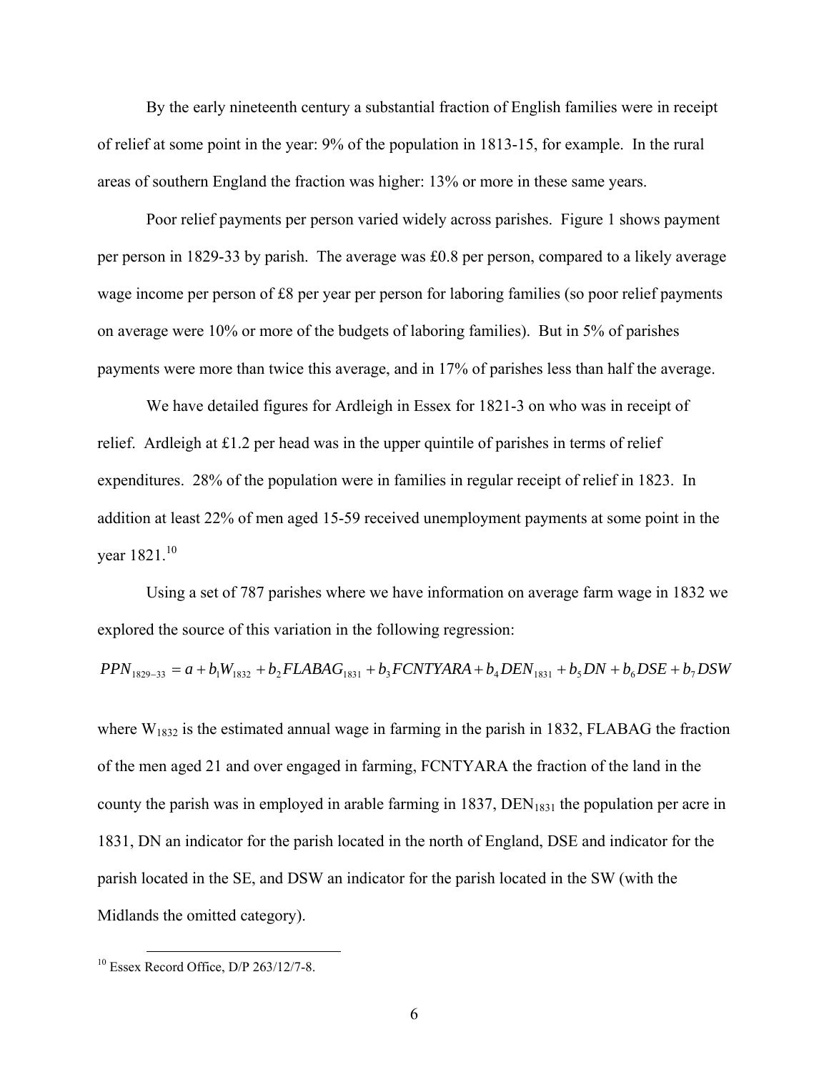By the early nineteenth century a substantial fraction of English families were in receipt of relief at some point in the year: 9% of the population in 1813-15, for example. In the rural areas of southern England the fraction was higher: 13% or more in these same years.

Poor relief payments per person varied widely across parishes. Figure 1 shows payment per person in 1829-33 by parish. The average was £0.8 per person, compared to a likely average wage income per person of £8 per year per person for laboring families (so poor relief payments on average were 10% or more of the budgets of laboring families). But in 5% of parishes payments were more than twice this average, and in 17% of parishes less than half the average.

We have detailed figures for Ardleigh in Essex for 1821-3 on who was in receipt of relief. Ardleigh at £1.2 per head was in the upper quintile of parishes in terms of relief expenditures. 28% of the population were in families in regular receipt of relief in 1823. In addition at least 22% of men aged 15-59 received unemployment payments at some point in the year 1821.[10]

Using a set of 787 parishes where we have information on average farm wage in 1832 we explored the source of this variation in the following regression:

$$PPN_{1829-33} = a + b_1 W_{1832} + b_2 FLABAG_{1831} + b_3 FCNTYARA + b_4 DEN_{1831} + b_5 DN + b_6 DSE + b_7 DSW$$

where $W_{1832}$ is the estimated annual wage in farming in the parish in 1832, FLABAG the fraction of the men aged 21 and over engaged in farming, FCNTYARA the fraction of the land in the county the parish was in employed in arable farming in 1837, $DEN_{1831}$ the population per acre in 1831, DN an indicator for the parish located in the north of England, DSE and indicator for the parish located in the SE, and DSW an indicator for the parish located in the SW (with the Midlands the omitted category).

[10] Essex Record Office, D/P 263/12/7-8.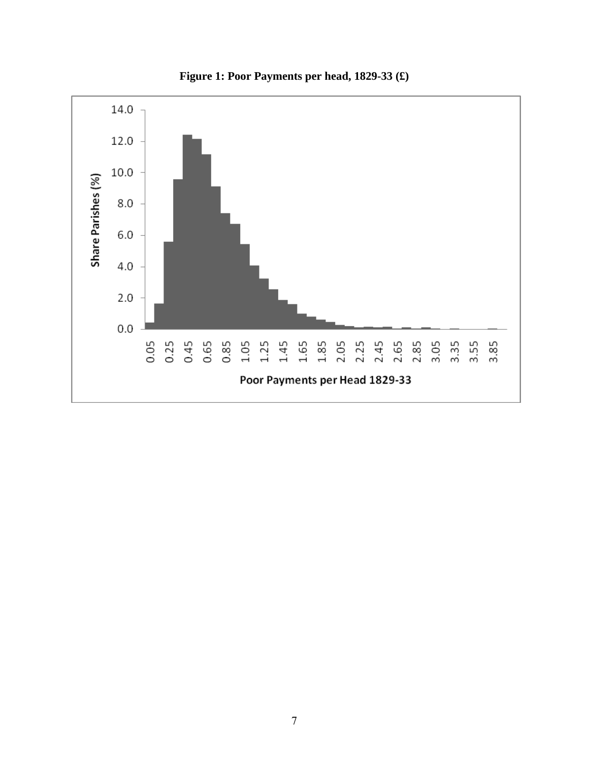**Figure 1: Poor Payments per head, 1829-33 (£)**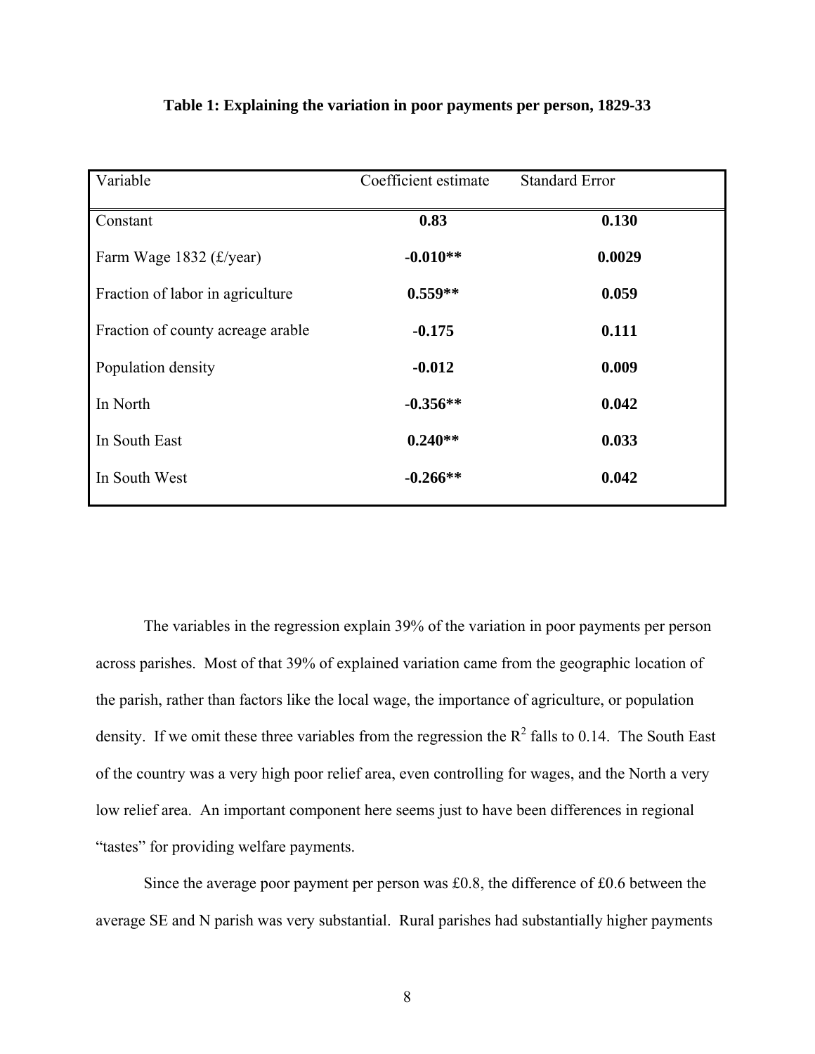**Table 1: Explaining the variation in poor payments per person, 1829-33**

| Variable | Coefficient estimate | Standard Error |
|---|---|---|
| Constant | **0.83** | **0.130** |
| Farm Wage 1832 (£/year) | **-0.010**** | **0.0029** |
| Fraction of labor in agriculture | **0.559**** | **0.059** |
| Fraction of county acreage arable | **-0.175** | **0.111** |
| Population density | **-0.012** | **0.009** |
| In North | **-0.356**** | **0.042** |
| In South East | **0.240**** | **0.033** |
| In South West | **-0.266**** | **0.042** |

The variables in the regression explain 39% of the variation in poor payments per person across parishes. Most of that 39% of explained variation came from the geographic location of the parish, rather than factors like the local wage, the importance of agriculture, or population density. If we omit these three variables from the regression the $R^2$ falls to 0.14. The South East of the country was a very high poor relief area, even controlling for wages, and the North a very low relief area. An important component here seems just to have been differences in regional "tastes" for providing welfare payments.

Since the average poor payment per person was £0.8, the difference of £0.6 between the average SE and N parish was very substantial. Rural parishes had substantially higher payments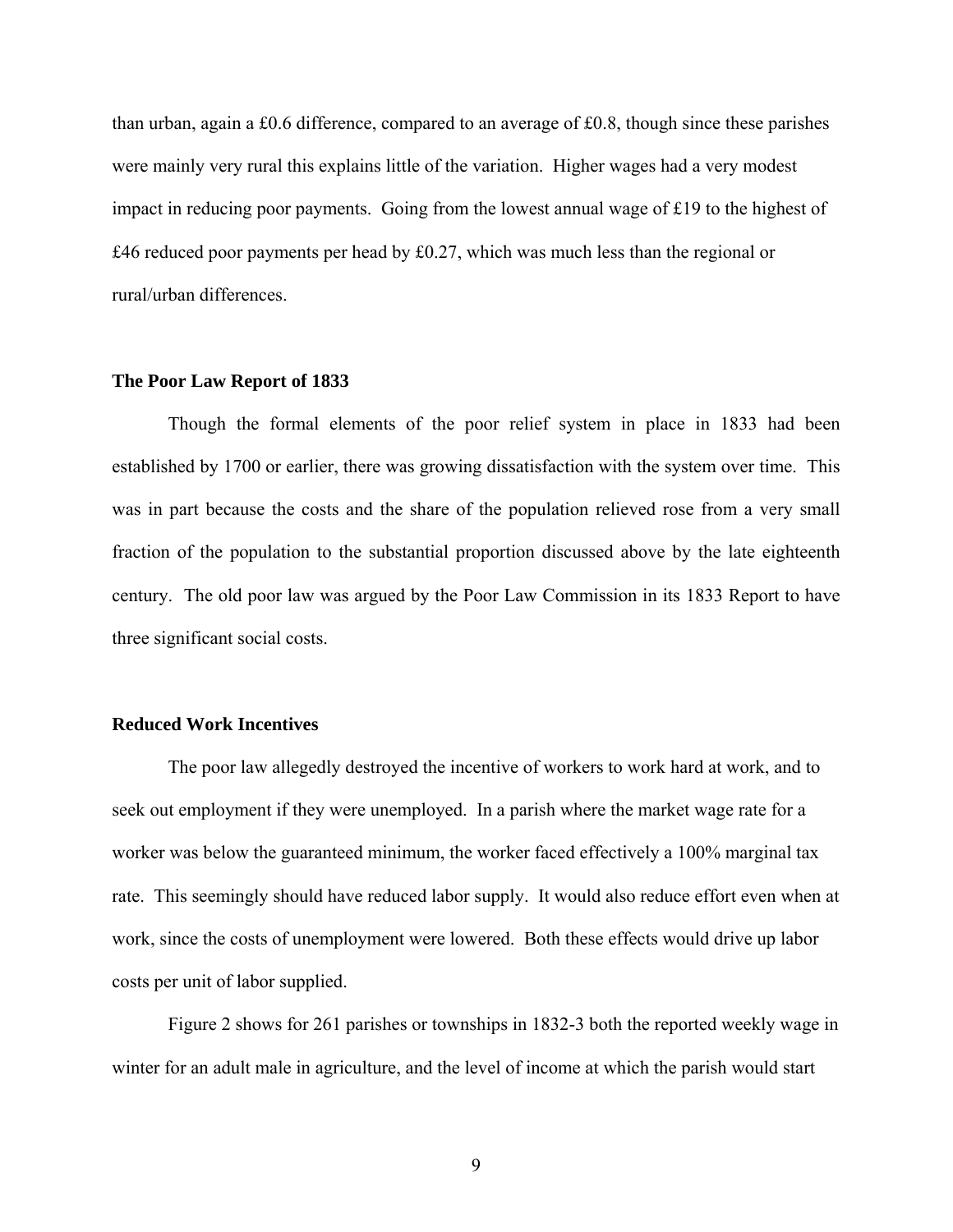than urban, again a £0.6 difference, compared to an average of £0.8, though since these parishes were mainly very rural this explains little of the variation. Higher wages had a very modest impact in reducing poor payments. Going from the lowest annual wage of £19 to the highest of £46 reduced poor payments per head by £0.27, which was much less than the regional or rural/urban differences.

### The Poor Law Report of 1833

Though the formal elements of the poor relief system in place in 1833 had been established by 1700 or earlier, there was growing dissatisfaction with the system over time. This was in part because the costs and the share of the population relieved rose from a very small fraction of the population to the substantial proportion discussed above by the late eighteenth century. The old poor law was argued by the Poor Law Commission in its 1833 Report to have three significant social costs.

### Reduced Work Incentives

The poor law allegedly destroyed the incentive of workers to work hard at work, and to seek out employment if they were unemployed. In a parish where the market wage rate for a worker was below the guaranteed minimum, the worker faced effectively a 100% marginal tax rate. This seemingly should have reduced labor supply. It would also reduce effort even when at work, since the costs of unemployment were lowered. Both these effects would drive up labor costs per unit of labor supplied.

Figure 2 shows for 261 parishes or townships in 1832-3 both the reported weekly wage in winter for an adult male in agriculture, and the level of income at which the parish would start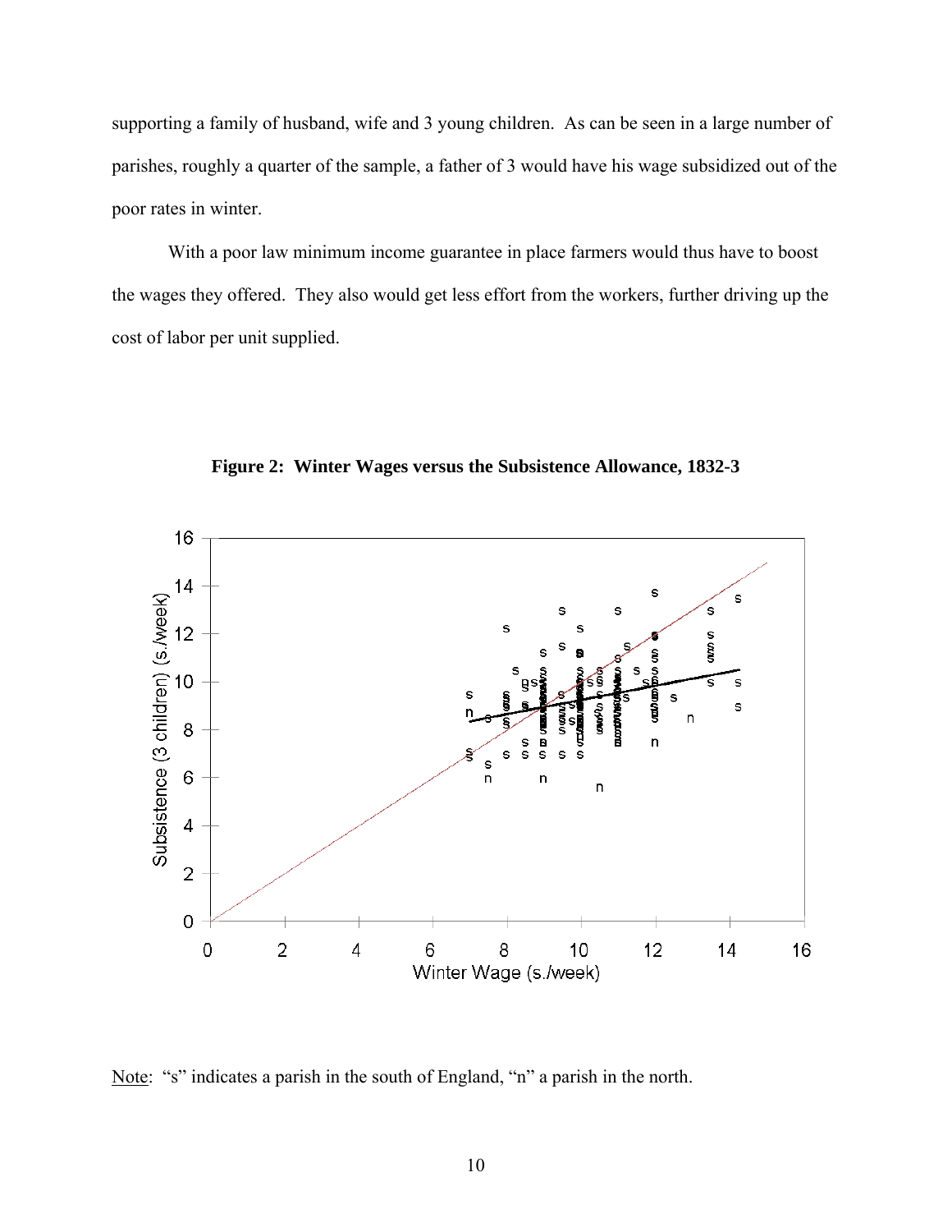supporting a family of husband, wife and 3 young children. As can be seen in a large number of parishes, roughly a quarter of the sample, a father of 3 would have his wage subsidized out of the poor rates in winter.

With a poor law minimum income guarantee in place farmers would thus have to boost the wages they offered. They also would get less effort from the workers, further driving up the cost of labor per unit supplied.

**Figure 2: Winter Wages versus the Subsistence Allowance, 1832-3**

Note: "s" indicates a parish in the south of England, "n" a parish in the north.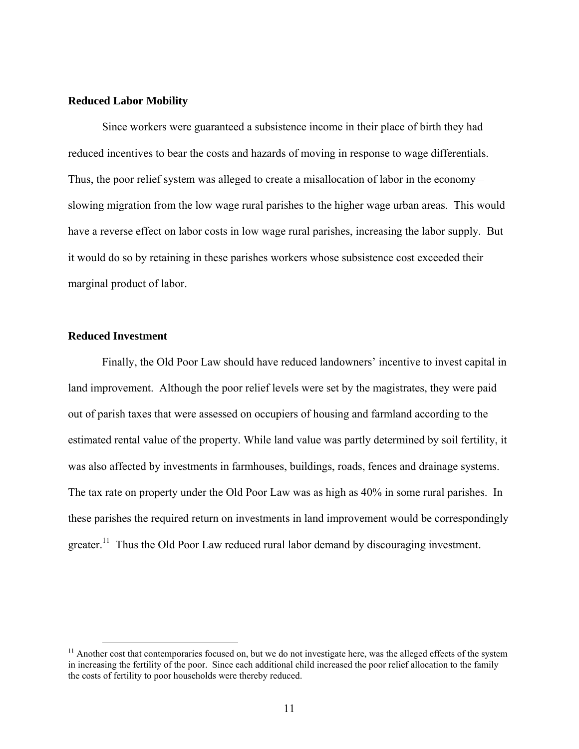### Reduced Labor Mobility

Since workers were guaranteed a subsistence income in their place of birth they had reduced incentives to bear the costs and hazards of moving in response to wage differentials. Thus, the poor relief system was alleged to create a misallocation of labor in the economy – slowing migration from the low wage rural parishes to the higher wage urban areas. This would have a reverse effect on labor costs in low wage rural parishes, increasing the labor supply. But it would do so by retaining in these parishes workers whose subsistence cost exceeded their marginal product of labor.

### Reduced Investment

Finally, the Old Poor Law should have reduced landowners' incentive to invest capital in land improvement. Although the poor relief levels were set by the magistrates, they were paid out of parish taxes that were assessed on occupiers of housing and farmland according to the estimated rental value of the property. While land value was partly determined by soil fertility, it was also affected by investments in farmhouses, buildings, roads, fences and drainage systems. The tax rate on property under the Old Poor Law was as high as 40% in some rural parishes. In these parishes the required return on investments in land improvement would be correspondingly greater.[11] Thus the Old Poor Law reduced rural labor demand by discouraging investment.

[11] Another cost that contemporaries focused on, but we do not investigate here, was the alleged effects of the system in increasing the fertility of the poor. Since each additional child increased the poor relief allocation to the family the costs of fertility to poor households were thereby reduced.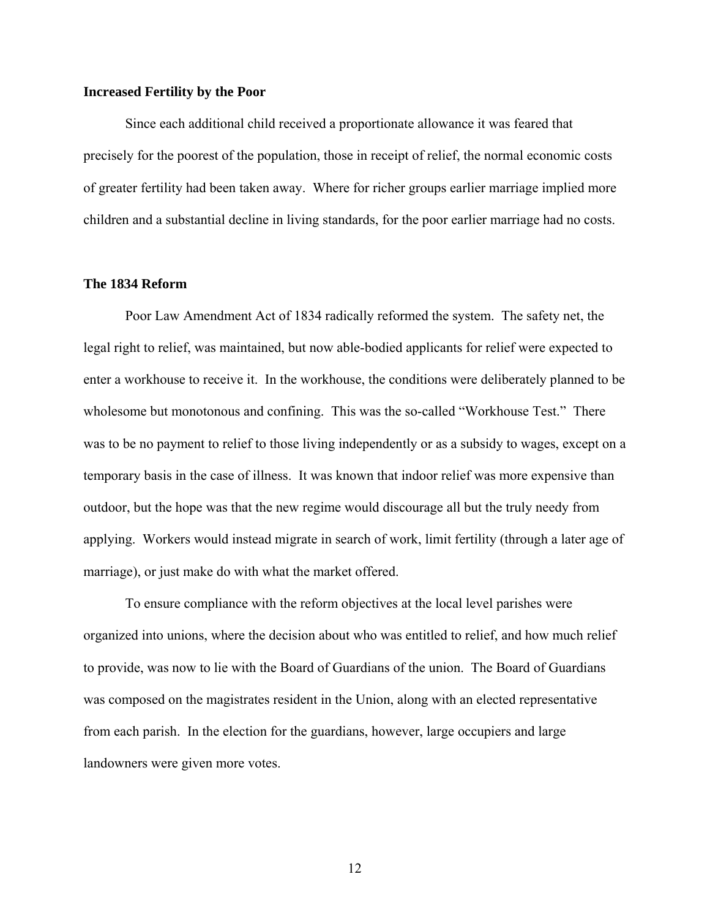**Increased Fertility by the Poor**

Since each additional child received a proportionate allowance it was feared that precisely for the poorest of the population, those in receipt of relief, the normal economic costs of greater fertility had been taken away. Where for richer groups earlier marriage implied more children and a substantial decline in living standards, for the poor earlier marriage had no costs.

**The 1834 Reform**

Poor Law Amendment Act of 1834 radically reformed the system. The safety net, the legal right to relief, was maintained, but now able-bodied applicants for relief were expected to enter a workhouse to receive it. In the workhouse, the conditions were deliberately planned to be wholesome but monotonous and confining. This was the so-called "Workhouse Test." There was to be no payment to relief to those living independently or as a subsidy to wages, except on a temporary basis in the case of illness. It was known that indoor relief was more expensive than outdoor, but the hope was that the new regime would discourage all but the truly needy from applying. Workers would instead migrate in search of work, limit fertility (through a later age of marriage), or just make do with what the market offered.

To ensure compliance with the reform objectives at the local level parishes were organized into unions, where the decision about who was entitled to relief, and how much relief to provide, was now to lie with the Board of Guardians of the union. The Board of Guardians was composed on the magistrates resident in the Union, along with an elected representative from each parish. In the election for the guardians, however, large occupiers and large landowners were given more votes.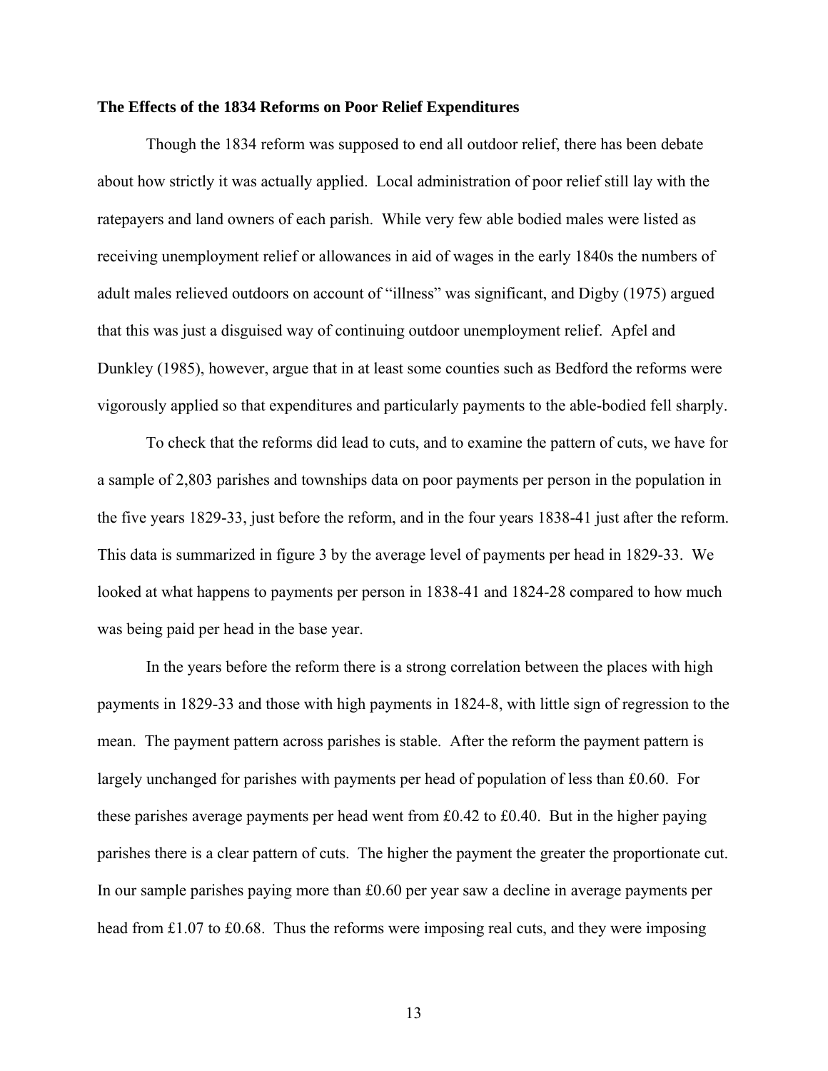**The Effects of the 1834 Reforms on Poor Relief Expenditures**

Though the 1834 reform was supposed to end all outdoor relief, there has been debate about how strictly it was actually applied. Local administration of poor relief still lay with the ratepayers and land owners of each parish. While very few able bodied males were listed as receiving unemployment relief or allowances in aid of wages in the early 1840s the numbers of adult males relieved outdoors on account of "illness" was significant, and Digby (1975) argued that this was just a disguised way of continuing outdoor unemployment relief. Apfel and Dunkley (1985), however, argue that in at least some counties such as Bedford the reforms were vigorously applied so that expenditures and particularly payments to the able-bodied fell sharply.

To check that the reforms did lead to cuts, and to examine the pattern of cuts, we have for a sample of 2,803 parishes and townships data on poor payments per person in the population in the five years 1829-33, just before the reform, and in the four years 1838-41 just after the reform. This data is summarized in figure 3 by the average level of payments per head in 1829-33. We looked at what happens to payments per person in 1838-41 and 1824-28 compared to how much was being paid per head in the base year.

In the years before the reform there is a strong correlation between the places with high payments in 1829-33 and those with high payments in 1824-8, with little sign of regression to the mean. The payment pattern across parishes is stable. After the reform the payment pattern is largely unchanged for parishes with payments per head of population of less than £0.60. For these parishes average payments per head went from £0.42 to £0.40. But in the higher paying parishes there is a clear pattern of cuts. The higher the payment the greater the proportionate cut. In our sample parishes paying more than £0.60 per year saw a decline in average payments per head from £1.07 to £0.68. Thus the reforms were imposing real cuts, and they were imposing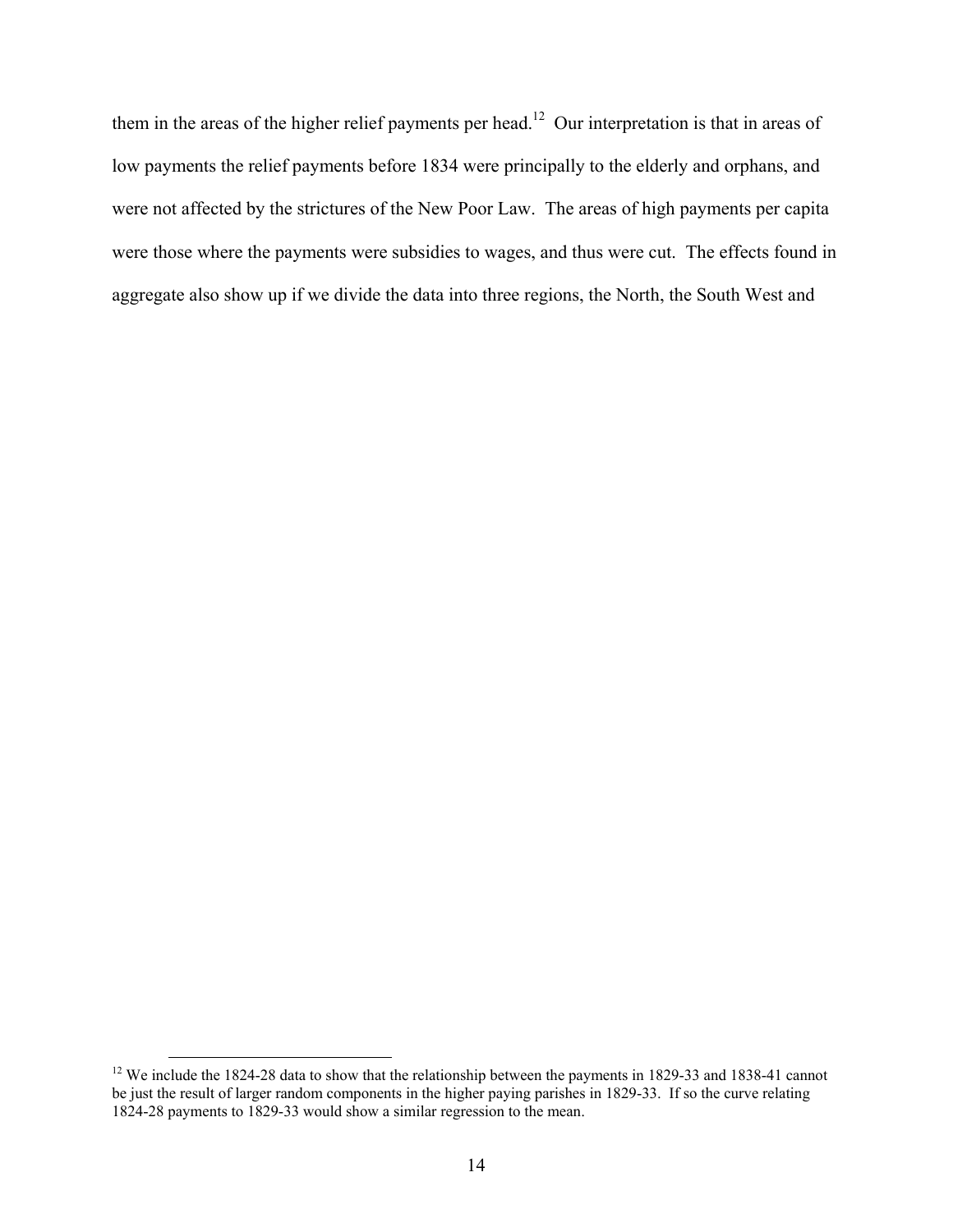them in the areas of the higher relief payments per head.[12] Our interpretation is that in areas of low payments the relief payments before 1834 were principally to the elderly and orphans, and were not affected by the strictures of the New Poor Law. The areas of high payments per capita were those where the payments were subsidies to wages, and thus were cut. The effects found in aggregate also show up if we divide the data into three regions, the North, the South West and

[12] We include the 1824-28 data to show that the relationship between the payments in 1829-33 and 1838-41 cannot be just the result of larger random components in the higher paying parishes in 1829-33. If so the curve relating 1824-28 payments to 1829-33 would show a similar regression to the mean.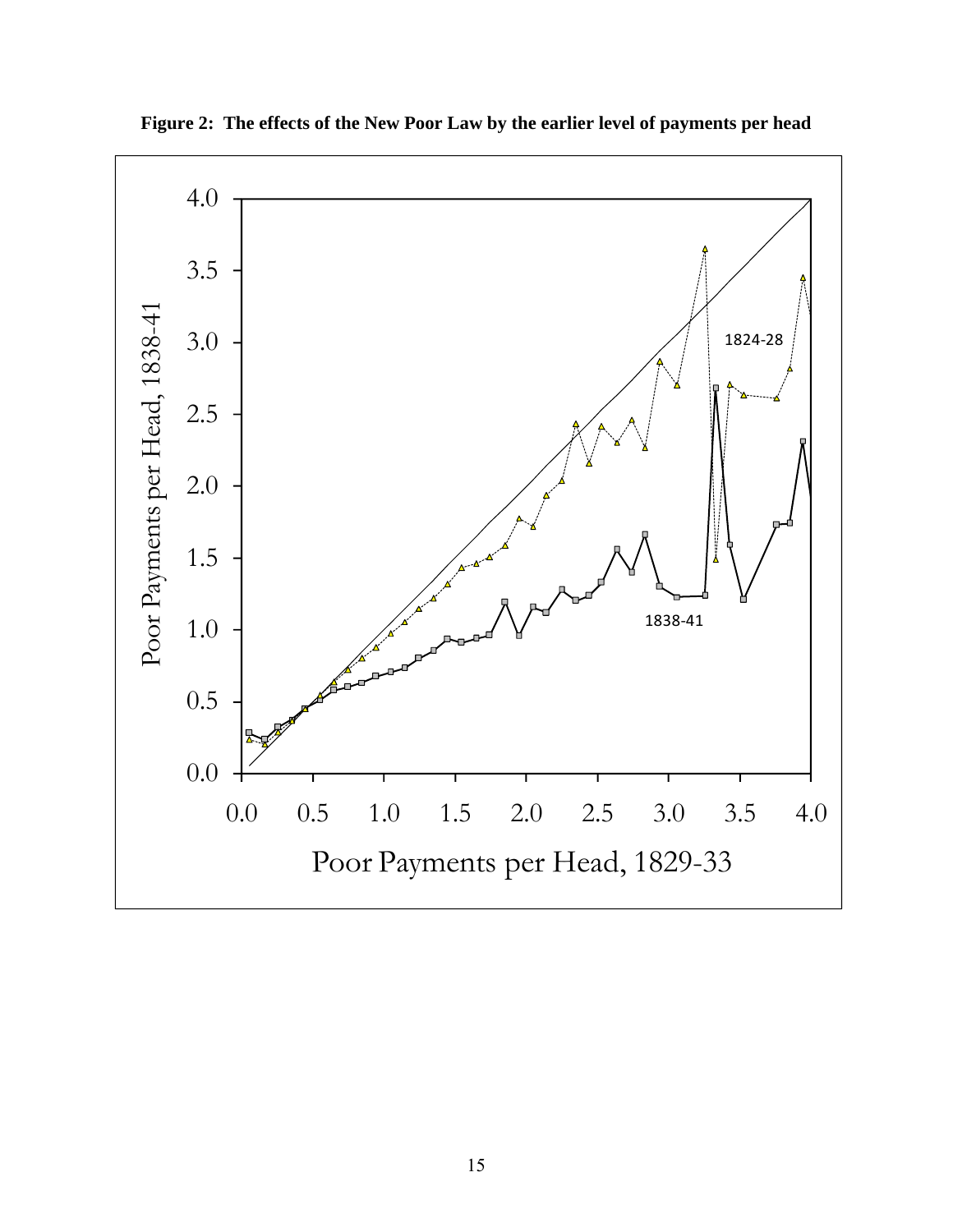**Figure 2: The effects of the New Poor Law by the earlier level of payments per head**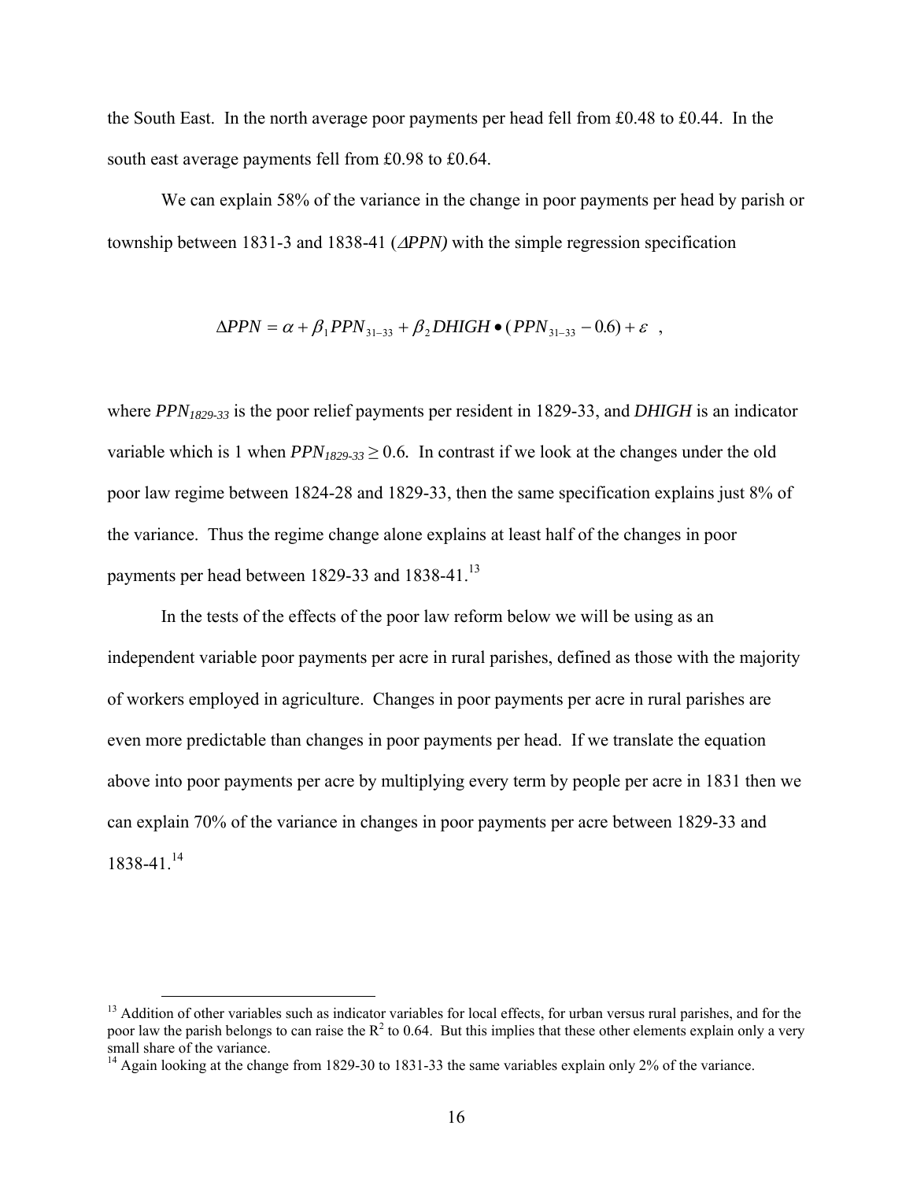the South East. In the north average poor payments per head fell from £0.48 to £0.44. In the south east average payments fell from £0.98 to £0.64.

We can explain 58% of the variance in the change in poor payments per head by parish or township between 1831-3 and 1838-41 (*ΔPPN)* with the simple regression specification

$$\Delta PPN = \alpha + \beta_1 PPN_{31-33} + \beta_2 DHIGH \bullet (PPN_{31-33} - 0.6) + \varepsilon \quad ,$$

where $PPN_{1829-33}$ is the poor relief payments per resident in 1829-33, and *DHIGH* is an indicator variable which is 1 when $PPN_{1829-33} \geq 0.6$. In contrast if we look at the changes under the old poor law regime between 1824-28 and 1829-33, then the same specification explains just 8% of the variance. Thus the regime change alone explains at least half of the changes in poor payments per head between 1829-33 and 1838-41.[13]

In the tests of the effects of the poor law reform below we will be using as an independent variable poor payments per acre in rural parishes, defined as those with the majority of workers employed in agriculture. Changes in poor payments per acre in rural parishes are even more predictable than changes in poor payments per head. If we translate the equation above into poor payments per acre by multiplying every term by people per acre in 1831 then we can explain 70% of the variance in changes in poor payments per acre between 1829-33 and 1838-41.[14]

---

[13] Addition of other variables such as indicator variables for local effects, for urban versus rural parishes, and for the poor law the parish belongs to can raise the $R^2$ to 0.64. But this implies that these other elements explain only a very small share of the variance.

[14] Again looking at the change from 1829-30 to 1831-33 the same variables explain only 2% of the variance.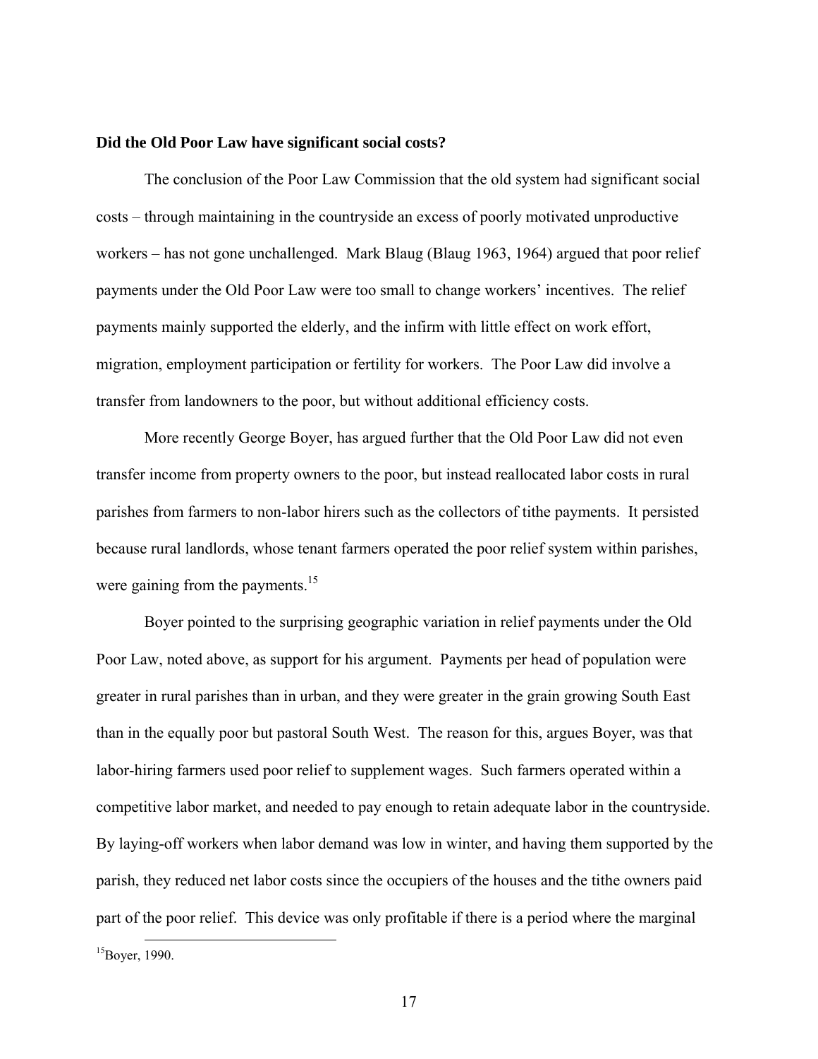**Did the Old Poor Law have significant social costs?**

The conclusion of the Poor Law Commission that the old system had significant social costs – through maintaining in the countryside an excess of poorly motivated unproductive workers – has not gone unchallenged. Mark Blaug (Blaug 1963, 1964) argued that poor relief payments under the Old Poor Law were too small to change workers' incentives. The relief payments mainly supported the elderly, and the infirm with little effect on work effort, migration, employment participation or fertility for workers. The Poor Law did involve a transfer from landowners to the poor, but without additional efficiency costs.

More recently George Boyer, has argued further that the Old Poor Law did not even transfer income from property owners to the poor, but instead reallocated labor costs in rural parishes from farmers to non-labor hirers such as the collectors of tithe payments. It persisted because rural landlords, whose tenant farmers operated the poor relief system within parishes, were gaining from the payments.[15]

Boyer pointed to the surprising geographic variation in relief payments under the Old Poor Law, noted above, as support for his argument. Payments per head of population were greater in rural parishes than in urban, and they were greater in the grain growing South East than in the equally poor but pastoral South West. The reason for this, argues Boyer, was that labor-hiring farmers used poor relief to supplement wages. Such farmers operated within a competitive labor market, and needed to pay enough to retain adequate labor in the countryside. By laying-off workers when labor demand was low in winter, and having them supported by the parish, they reduced net labor costs since the occupiers of the houses and the tithe owners paid part of the poor relief. This device was only profitable if there is a period where the marginal

[15] Boyer, 1990.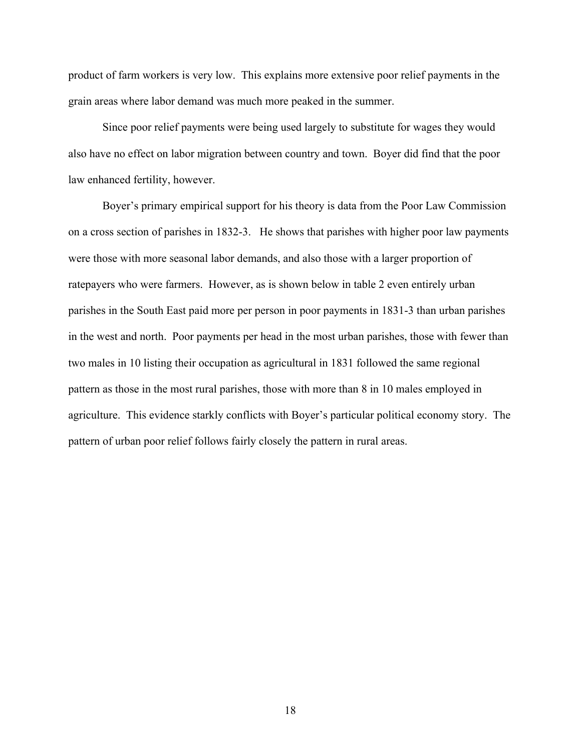product of farm workers is very low. This explains more extensive poor relief payments in the grain areas where labor demand was much more peaked in the summer.

Since poor relief payments were being used largely to substitute for wages they would also have no effect on labor migration between country and town. Boyer did find that the poor law enhanced fertility, however.

Boyer's primary empirical support for his theory is data from the Poor Law Commission on a cross section of parishes in 1832-3. He shows that parishes with higher poor law payments were those with more seasonal labor demands, and also those with a larger proportion of ratepayers who were farmers. However, as is shown below in table 2 even entirely urban parishes in the South East paid more per person in poor payments in 1831-3 than urban parishes in the west and north. Poor payments per head in the most urban parishes, those with fewer than two males in 10 listing their occupation as agricultural in 1831 followed the same regional pattern as those in the most rural parishes, those with more than 8 in 10 males employed in agriculture. This evidence starkly conflicts with Boyer's particular political economy story. The pattern of urban poor relief follows fairly closely the pattern in rural areas.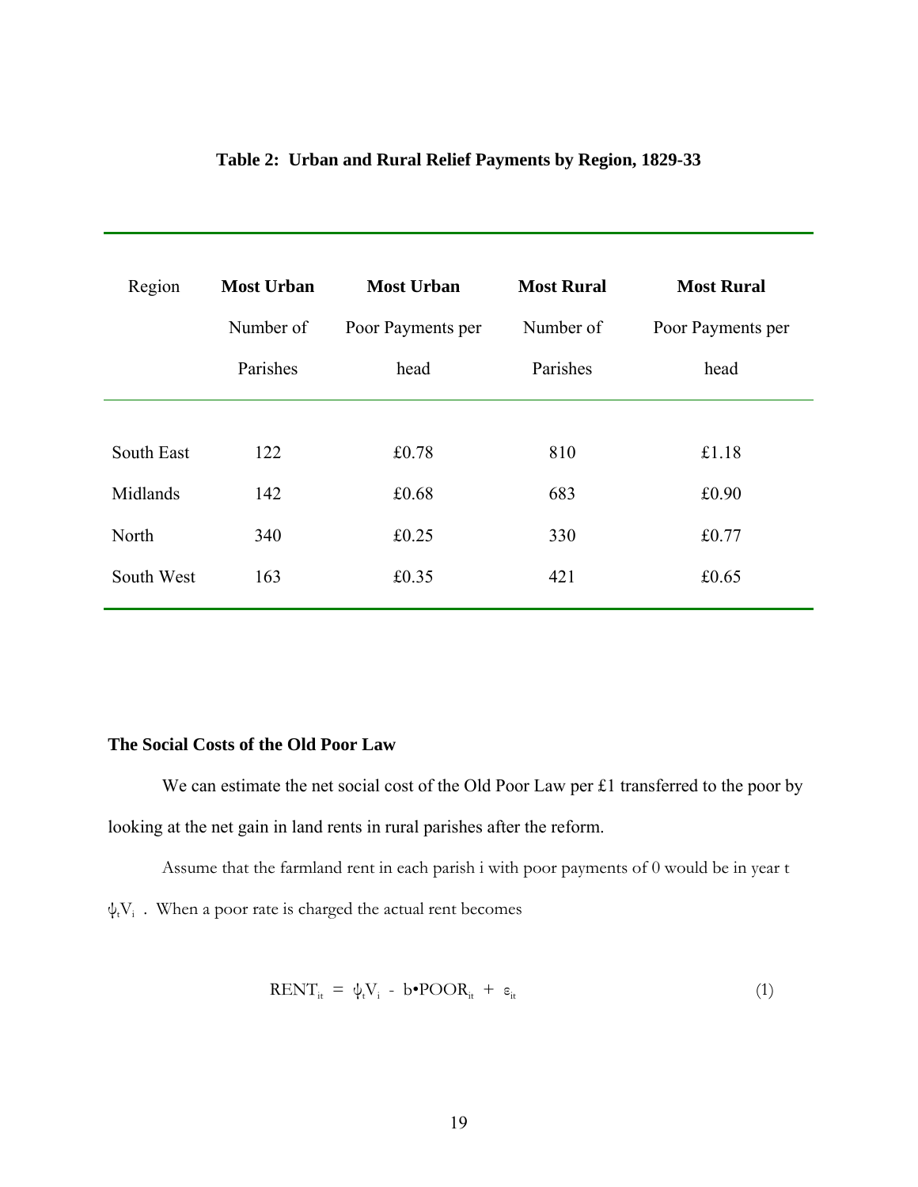**Table 2: Urban and Rural Relief Payments by Region, 1829-33**

| Region | **Most Urban** Number of Parishes | **Most Urban** Poor Payments per head | **Most Rural** Number of Parishes | **Most Rural** Poor Payments per head |
|---|---|---|---|---|
| South East | 122 | £0.78 | 810 | £1.18 |
| Midlands | 142 | £0.68 | 683 | £0.90 |
| North | 340 | £0.25 | 330 | £0.77 |
| South West | 163 | £0.35 | 421 | £0.65 |

### The Social Costs of the Old Poor Law

We can estimate the net social cost of the Old Poor Law per £1 transferred to the poor by looking at the net gain in land rents in rural parishes after the reform.

Assume that the farmland rent in each parish i with poor payments of 0 would be in year t $\psi_t V_i$. When a poor rate is charged the actual rent becomes

$$RENT_{it} = \psi_t V_i - b \bullet POOR_{it} + \varepsilon_{it} \quad (1)$$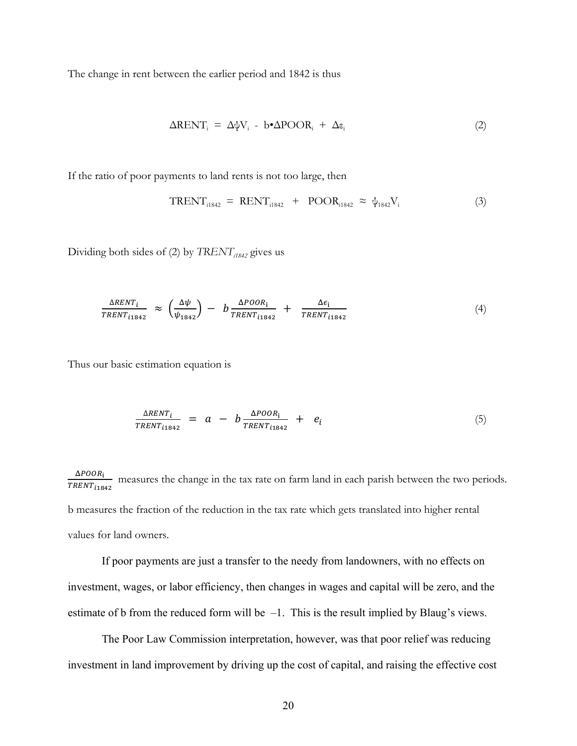The change in rent between the earlier period and 1842 is thus

$$\Delta RENT_i = \Delta\psi V_i - b \bullet \Delta POOR_i + \Delta\varepsilon_i \tag{2}$$

If the ratio of poor payments to land rents is not too large, then

$$TRENT_{i1842} = RENT_{i1842} + POOR_{i1842} \approx \psi_{1842} V_i \tag{3}$$

Dividing both sides of (2) by $TRENT_{i1842}$ gives us

$$\frac{\Delta RENT_i}{TRENT_{i1842}} \approx \left(\frac{\Delta\psi}{\psi_{1842}}\right) - b\frac{\Delta POOR_i}{TRENT_{i1842}} + \frac{\Delta\epsilon_i}{TRENT_{i1842}} \tag{4}$$

Thus our basic estimation equation is

$$\frac{\Delta RENT_i}{TRENT_{i1842}} = a - b\frac{\Delta POOR_i}{TRENT_{i1842}} + e_i \tag{5}$$

$\frac{\Delta POOR_i}{TRENT_{i1842}}$ measures the change in the tax rate on farm land in each parish between the two periods. b measures the fraction of the reduction in the tax rate which gets translated into higher rental values for land owners.

If poor payments are just a transfer to the needy from landowners, with no effects on investment, wages, or labor efficiency, then changes in wages and capital will be zero, and the estimate of b from the reduced form will be $-1$. This is the result implied by Blaug's views.

The Poor Law Commission interpretation, however, was that poor relief was reducing investment in land improvement by driving up the cost of capital, and raising the effective cost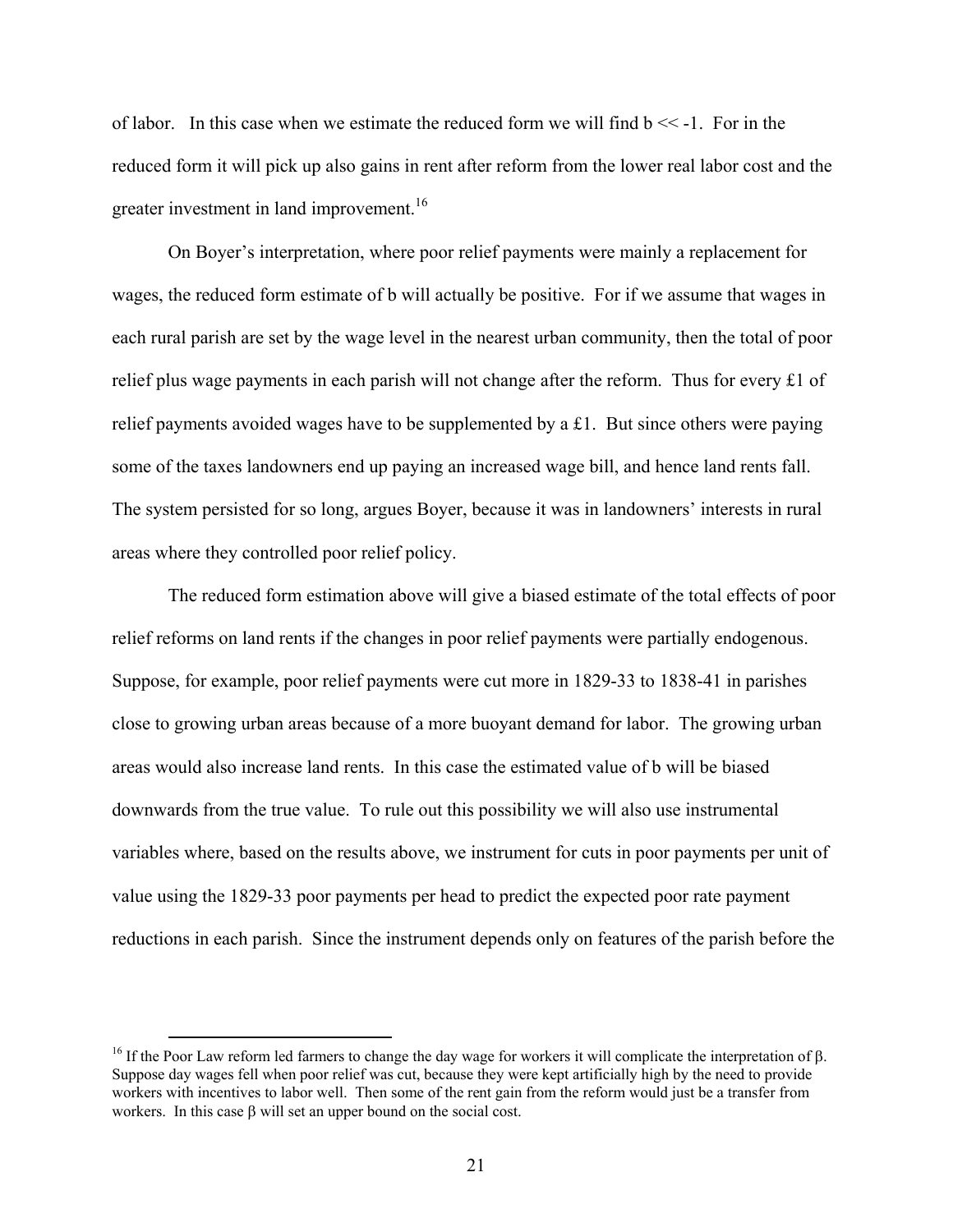of labor. In this case when we estimate the reduced form we will find $b << -1$. For in the reduced form it will pick up also gains in rent after reform from the lower real labor cost and the greater investment in land improvement.[16]

On Boyer's interpretation, where poor relief payments were mainly a replacement for wages, the reduced form estimate of b will actually be positive. For if we assume that wages in each rural parish are set by the wage level in the nearest urban community, then the total of poor relief plus wage payments in each parish will not change after the reform. Thus for every £1 of relief payments avoided wages have to be supplemented by a £1. But since others were paying some of the taxes landowners end up paying an increased wage bill, and hence land rents fall. The system persisted for so long, argues Boyer, because it was in landowners' interests in rural areas where they controlled poor relief policy.

The reduced form estimation above will give a biased estimate of the total effects of poor relief reforms on land rents if the changes in poor relief payments were partially endogenous. Suppose, for example, poor relief payments were cut more in 1829-33 to 1838-41 in parishes close to growing urban areas because of a more buoyant demand for labor. The growing urban areas would also increase land rents. In this case the estimated value of b will be biased downwards from the true value. To rule out this possibility we will also use instrumental variables where, based on the results above, we instrument for cuts in poor payments per unit of value using the 1829-33 poor payments per head to predict the expected poor rate payment reductions in each parish. Since the instrument depends only on features of the parish before the

---

[16] If the Poor Law reform led farmers to change the day wage for workers it will complicate the interpretation of $\beta$. Suppose day wages fell when poor relief was cut, because they were kept artificially high by the need to provide workers with incentives to labor well. Then some of the rent gain from the reform would just be a transfer from workers. In this case $\beta$ will set an upper bound on the social cost.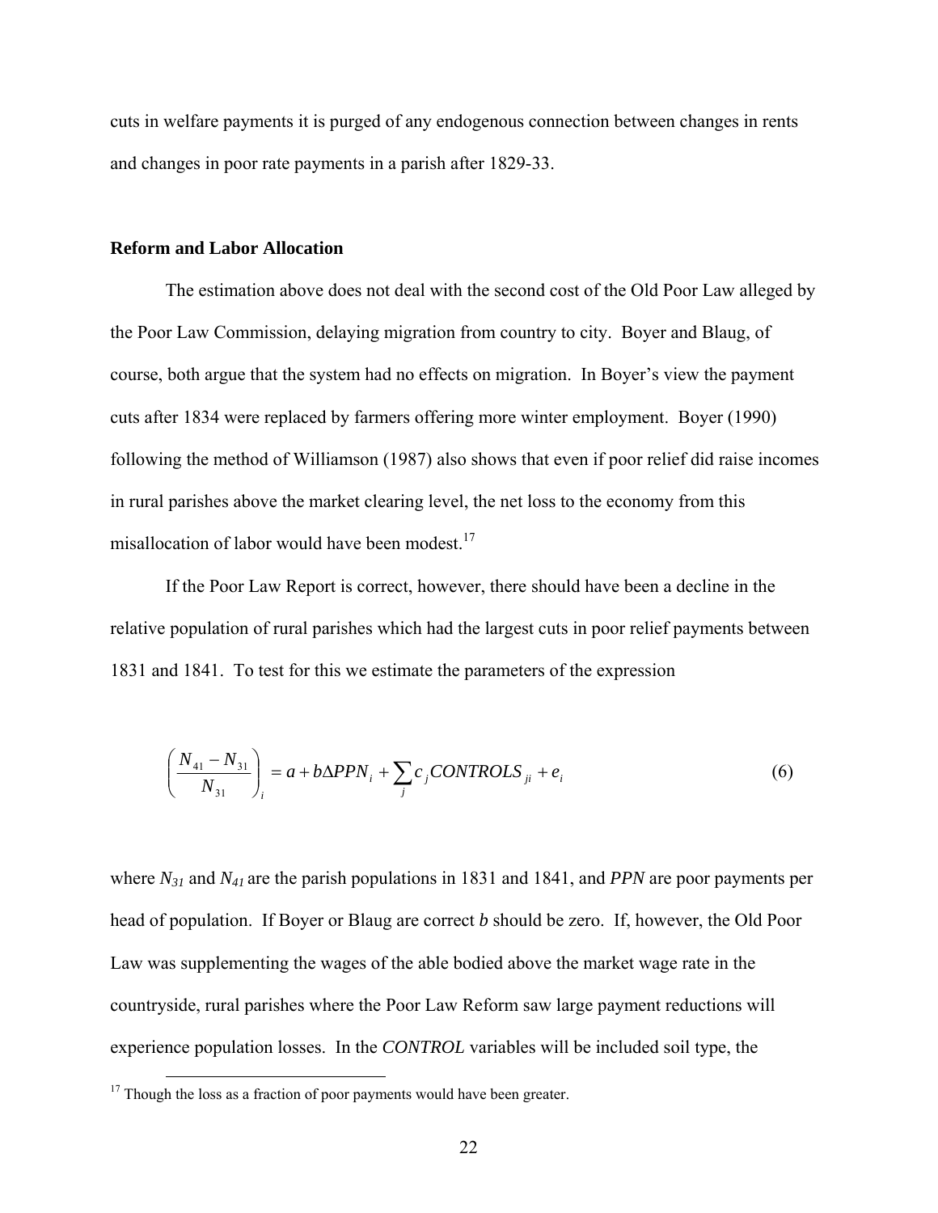cuts in welfare payments it is purged of any endogenous connection between changes in rents and changes in poor rate payments in a parish after 1829-33.

### Reform and Labor Allocation

The estimation above does not deal with the second cost of the Old Poor Law alleged by the Poor Law Commission, delaying migration from country to city. Boyer and Blaug, of course, both argue that the system had no effects on migration. In Boyer's view the payment cuts after 1834 were replaced by farmers offering more winter employment. Boyer (1990) following the method of Williamson (1987) also shows that even if poor relief did raise incomes in rural parishes above the market clearing level, the net loss to the economy from this misallocation of labor would have been modest.[17]

If the Poor Law Report is correct, however, there should have been a decline in the relative population of rural parishes which had the largest cuts in poor relief payments between 1831 and 1841. To test for this we estimate the parameters of the expression

$$\left(\frac{N_{41} - N_{31}}{N_{31}}\right)_i = a + b\Delta PPN_i + \sum_j c_j CONTROLS_{ji} + e_i \tag{6}$$

where $N_{31}$ and $N_{41}$ are the parish populations in 1831 and 1841, and *PPN* are poor payments per head of population. If Boyer or Blaug are correct *b* should be zero. If, however, the Old Poor Law was supplementing the wages of the able bodied above the market wage rate in the countryside, rural parishes where the Poor Law Reform saw large payment reductions will experience population losses. In the *CONTROL* variables will be included soil type, the

[17] Though the loss as a fraction of poor payments would have been greater.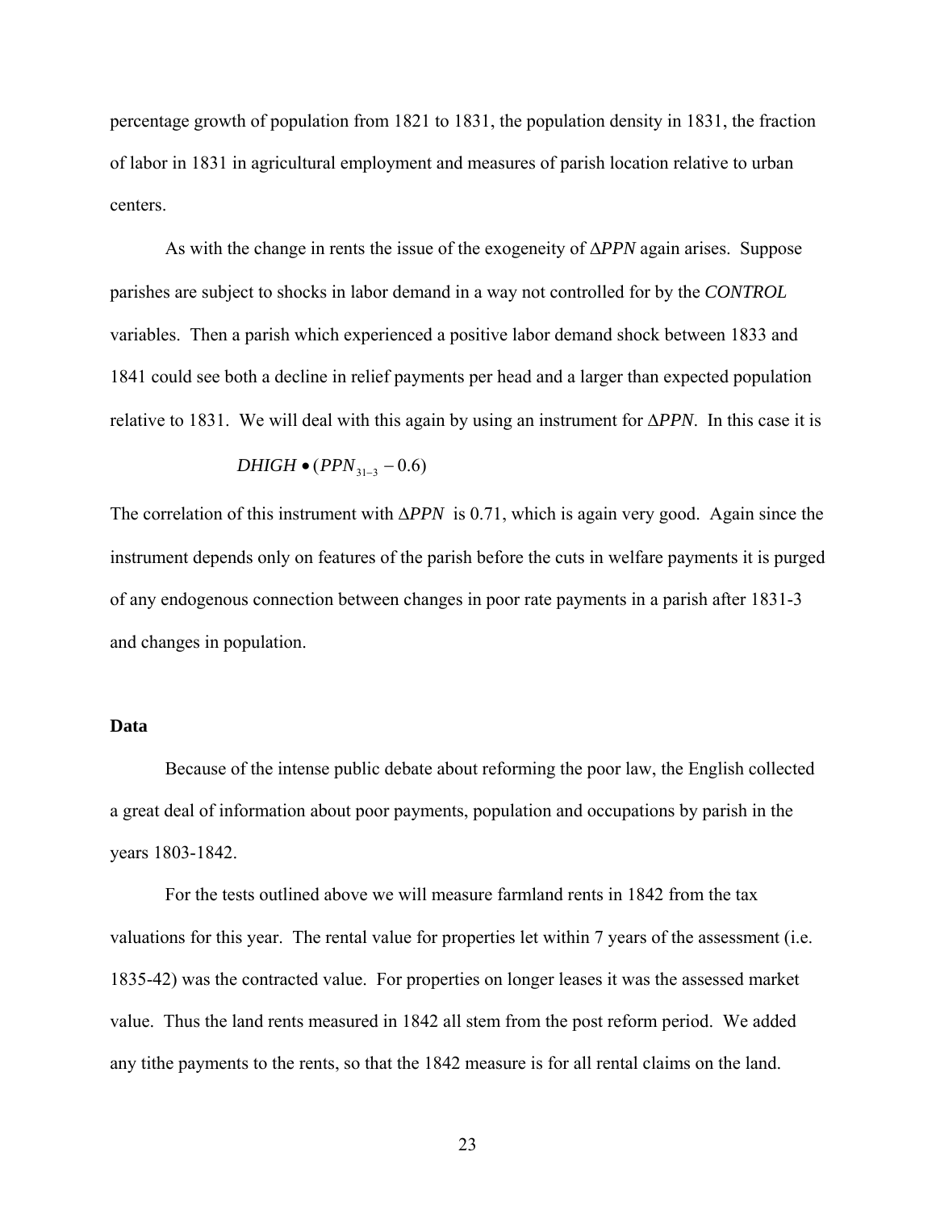percentage growth of population from 1821 to 1831, the population density in 1831, the fraction of labor in 1831 in agricultural employment and measures of parish location relative to urban centers.

As with the change in rents the issue of the exogeneity of $\Delta PPN$ again arises. Suppose parishes are subject to shocks in labor demand in a way not controlled for by the *CONTROL* variables. Then a parish which experienced a positive labor demand shock between 1833 and 1841 could see both a decline in relief payments per head and a larger than expected population relative to 1831. We will deal with this again by using an instrument for $\Delta PPN$. In this case it is

$$DHIGH \bullet (PPN_{31-3} - 0.6)$$

The correlation of this instrument with $\Delta PPN$ is 0.71, which is again very good. Again since the instrument depends only on features of the parish before the cuts in welfare payments it is purged of any endogenous connection between changes in poor rate payments in a parish after 1831-3 and changes in population.

**Data**

Because of the intense public debate about reforming the poor law, the English collected a great deal of information about poor payments, population and occupations by parish in the years 1803-1842.

For the tests outlined above we will measure farmland rents in 1842 from the tax valuations for this year. The rental value for properties let within 7 years of the assessment (i.e. 1835-42) was the contracted value. For properties on longer leases it was the assessed market value. Thus the land rents measured in 1842 all stem from the post reform period. We added any tithe payments to the rents, so that the 1842 measure is for all rental claims on the land.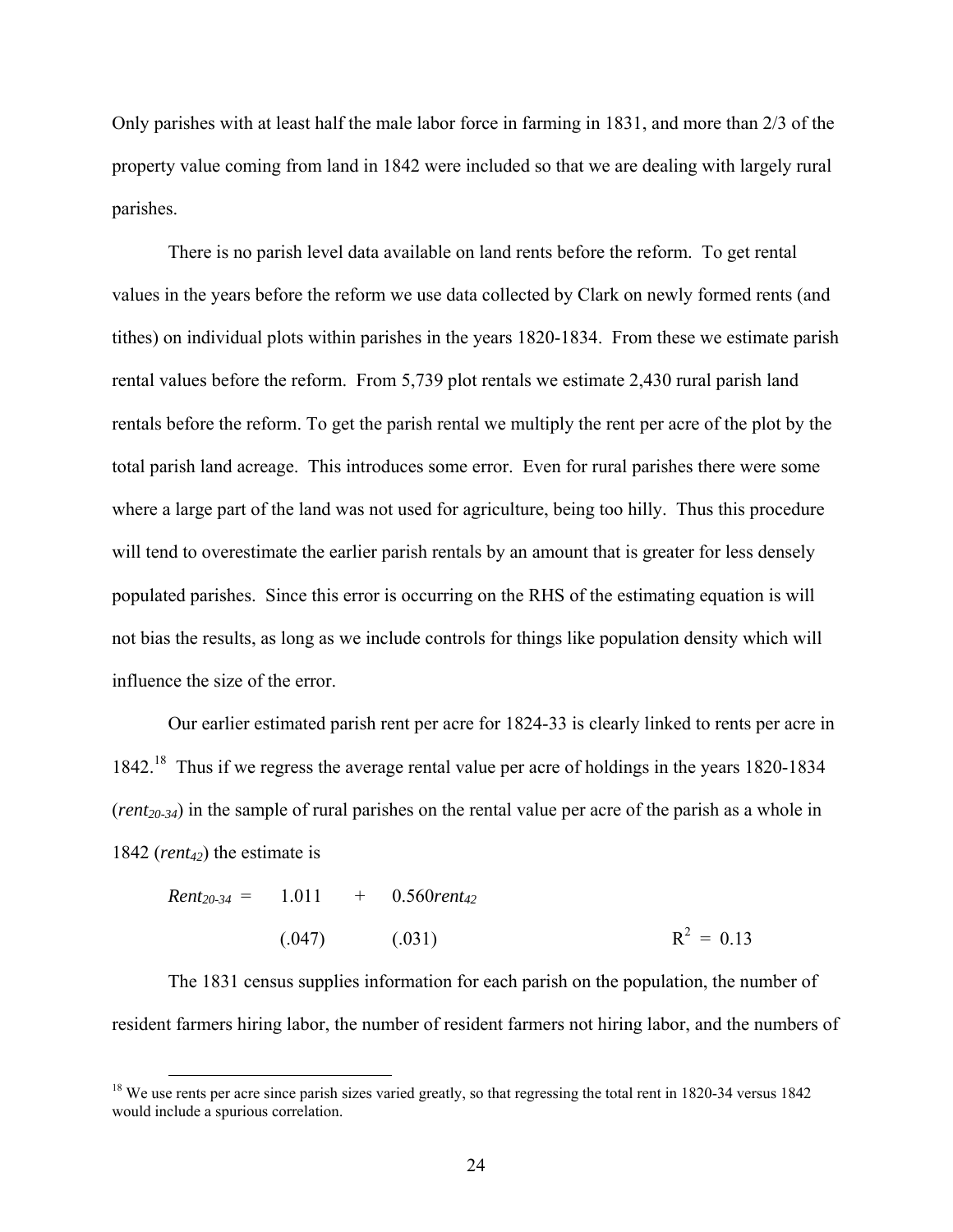Only parishes with at least half the male labor force in farming in 1831, and more than 2/3 of the property value coming from land in 1842 were included so that we are dealing with largely rural parishes.

There is no parish level data available on land rents before the reform. To get rental values in the years before the reform we use data collected by Clark on newly formed rents (and tithes) on individual plots within parishes in the years 1820-1834. From these we estimate parish rental values before the reform. From 5,739 plot rentals we estimate 2,430 rural parish land rentals before the reform. To get the parish rental we multiply the rent per acre of the plot by the total parish land acreage. This introduces some error. Even for rural parishes there were some where a large part of the land was not used for agriculture, being too hilly. Thus this procedure will tend to overestimate the earlier parish rentals by an amount that is greater for less densely populated parishes. Since this error is occurring on the RHS of the estimating equation is will not bias the results, as long as we include controls for things like population density which will influence the size of the error.

Our earlier estimated parish rent per acre for 1824-33 is clearly linked to rents per acre in 1842.[18] Thus if we regress the average rental value per acre of holdings in the years 1820-1834 ($rent_{20\text{-}34}$) in the sample of rural parishes on the rental value per acre of the parish as a whole in 1842 ($rent_{42}$) the estimate is

$$Rent_{20\text{-}34} = \underset{(.047)}{1.011} + \underset{(.031)}{0.560}rent_{42} \qquad R^2 = 0.13$$

The 1831 census supplies information for each parish on the population, the number of resident farmers hiring labor, the number of resident farmers not hiring labor, and the numbers of

[18] We use rents per acre since parish sizes varied greatly, so that regressing the total rent in 1820-34 versus 1842 would include a spurious correlation.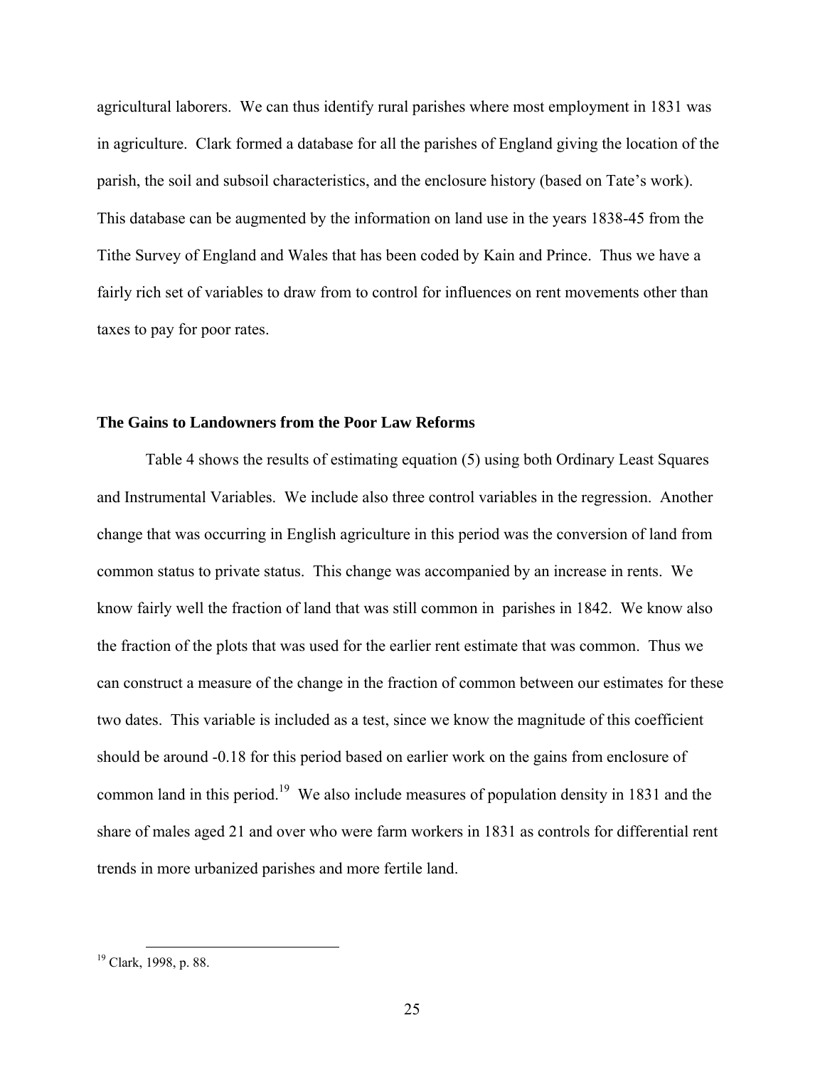agricultural laborers. We can thus identify rural parishes where most employment in 1831 was in agriculture. Clark formed a database for all the parishes of England giving the location of the parish, the soil and subsoil characteristics, and the enclosure history (based on Tate's work). This database can be augmented by the information on land use in the years 1838-45 from the Tithe Survey of England and Wales that has been coded by Kain and Prince. Thus we have a fairly rich set of variables to draw from to control for influences on rent movements other than taxes to pay for poor rates.

## The Gains to Landowners from the Poor Law Reforms

Table 4 shows the results of estimating equation (5) using both Ordinary Least Squares and Instrumental Variables. We include also three control variables in the regression. Another change that was occurring in English agriculture in this period was the conversion of land from common status to private status. This change was accompanied by an increase in rents. We know fairly well the fraction of land that was still common in parishes in 1842. We know also the fraction of the plots that was used for the earlier rent estimate that was common. Thus we can construct a measure of the change in the fraction of common between our estimates for these two dates. This variable is included as a test, since we know the magnitude of this coefficient should be around -0.18 for this period based on earlier work on the gains from enclosure of common land in this period.[19] We also include measures of population density in 1831 and the share of males aged 21 and over who were farm workers in 1831 as controls for differential rent trends in more urbanized parishes and more fertile land.

[19] Clark, 1998, p. 88.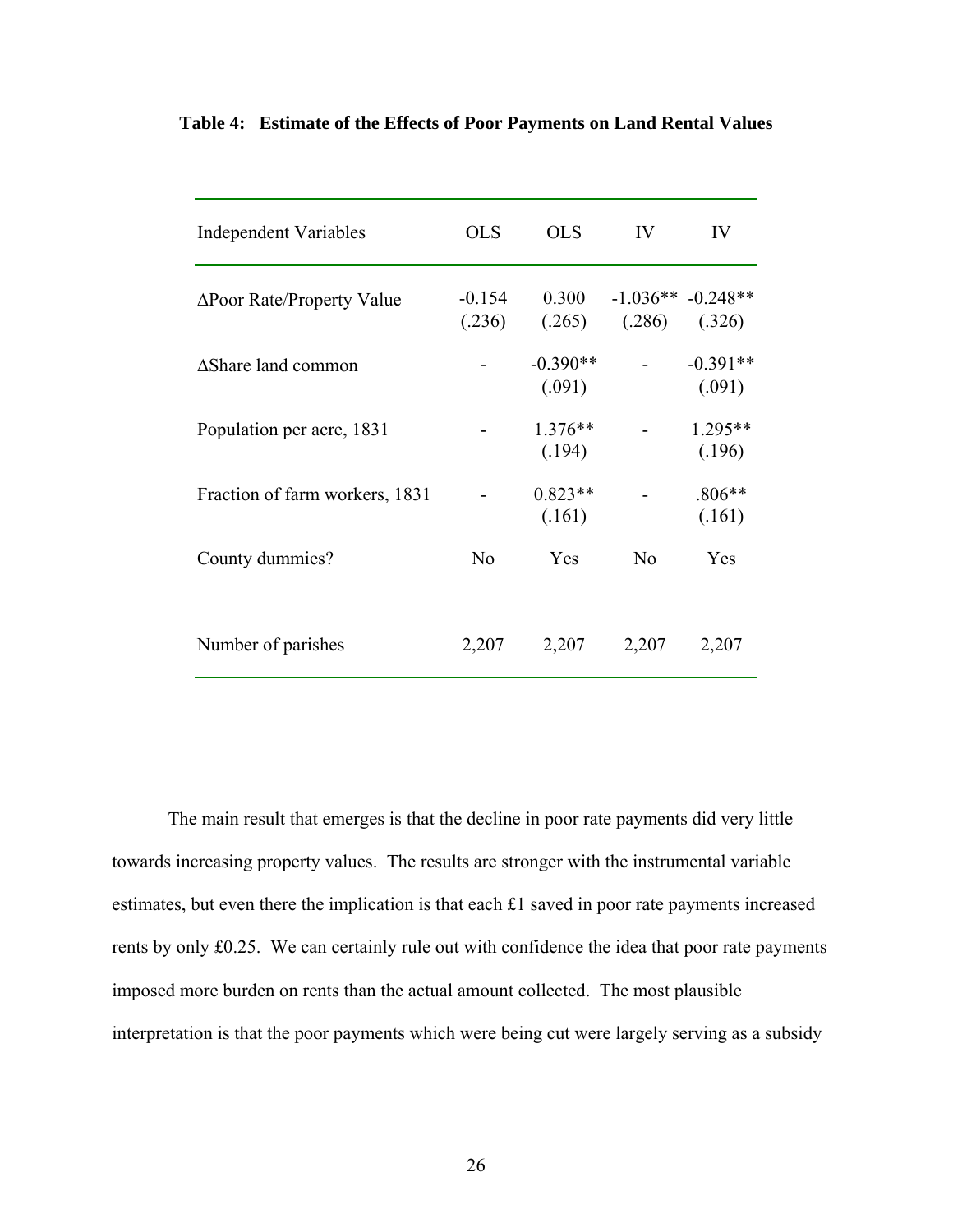**Table 4: Estimate of the Effects of Poor Payments on Land Rental Values**

| Independent Variables | OLS | OLS | IV | IV |
|---|---|---|---|---|
| ΔPoor Rate/Property Value | -0.154<br>(.236) | 0.300<br>(.265) | -1.036**<br>(.286) | -0.248**<br>(.326) |
| ΔShare land common | - | -0.390**<br>(.091) | - | -0.391**<br>(.091) |
| Population per acre, 1831 | - | 1.376**<br>(.194) | - | 1.295**<br>(.196) |
| Fraction of farm workers, 1831 | - | 0.823**<br>(.161) | - | .806**<br>(.161) |
| County dummies? | No | Yes | No | Yes |
| Number of parishes | 2,207 | 2,207 | 2,207 | 2,207 |

The main result that emerges is that the decline in poor rate payments did very little towards increasing property values. The results are stronger with the instrumental variable estimates, but even there the implication is that each £1 saved in poor rate payments increased rents by only £0.25. We can certainly rule out with confidence the idea that poor rate payments imposed more burden on rents than the actual amount collected. The most plausible interpretation is that the poor payments which were being cut were largely serving as a subsidy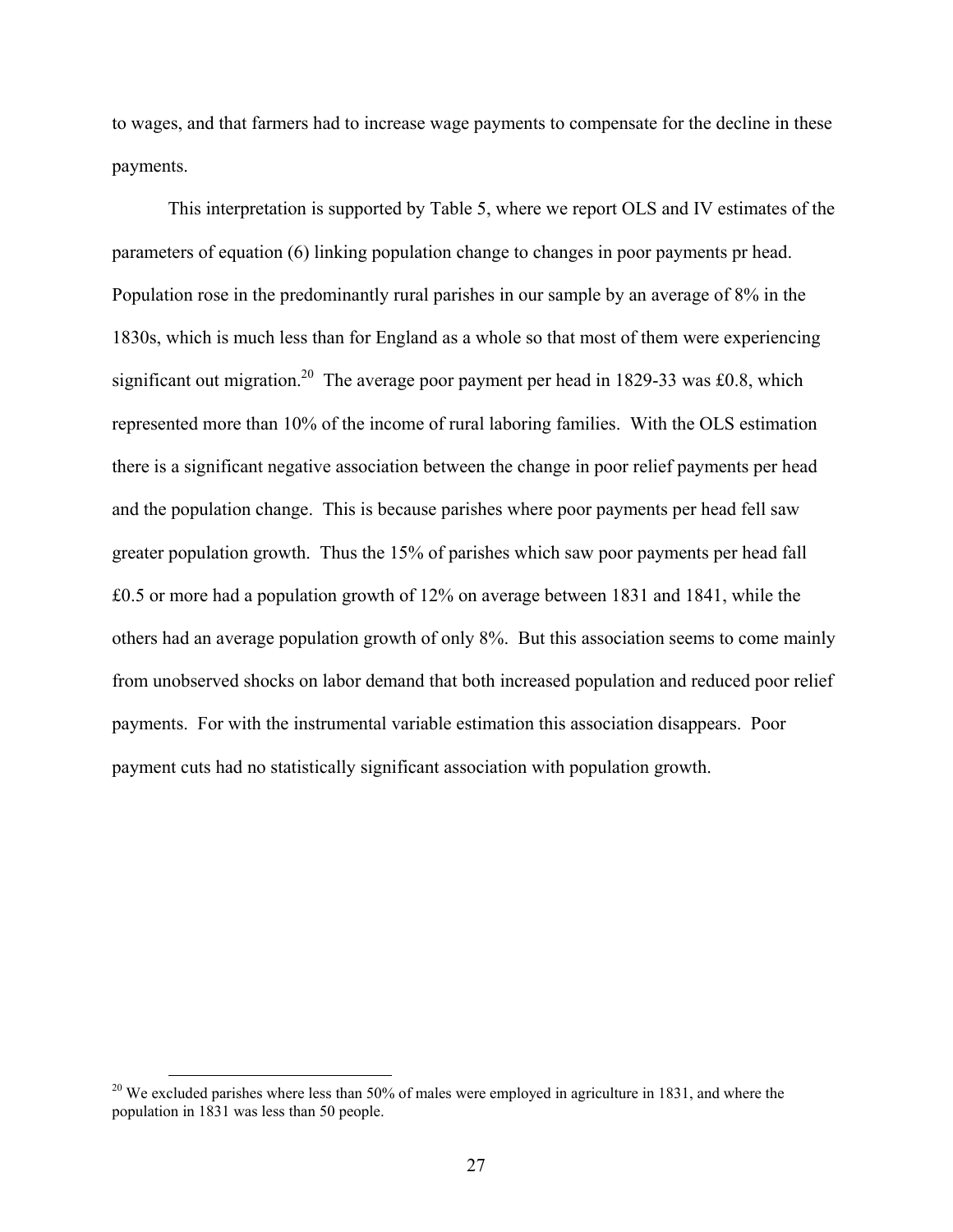to wages, and that farmers had to increase wage payments to compensate for the decline in these payments.

This interpretation is supported by Table 5, where we report OLS and IV estimates of the parameters of equation (6) linking population change to changes in poor payments pr head. Population rose in the predominantly rural parishes in our sample by an average of 8% in the 1830s, which is much less than for England as a whole so that most of them were experiencing significant out migration.[20] The average poor payment per head in 1829-33 was £0.8, which represented more than 10% of the income of rural laboring families. With the OLS estimation there is a significant negative association between the change in poor relief payments per head and the population change. This is because parishes where poor payments per head fell saw greater population growth. Thus the 15% of parishes which saw poor payments per head fall £0.5 or more had a population growth of 12% on average between 1831 and 1841, while the others had an average population growth of only 8%. But this association seems to come mainly from unobserved shocks on labor demand that both increased population and reduced poor relief payments. For with the instrumental variable estimation this association disappears. Poor payment cuts had no statistically significant association with population growth.

[20] We excluded parishes where less than 50% of males were employed in agriculture in 1831, and where the population in 1831 was less than 50 people.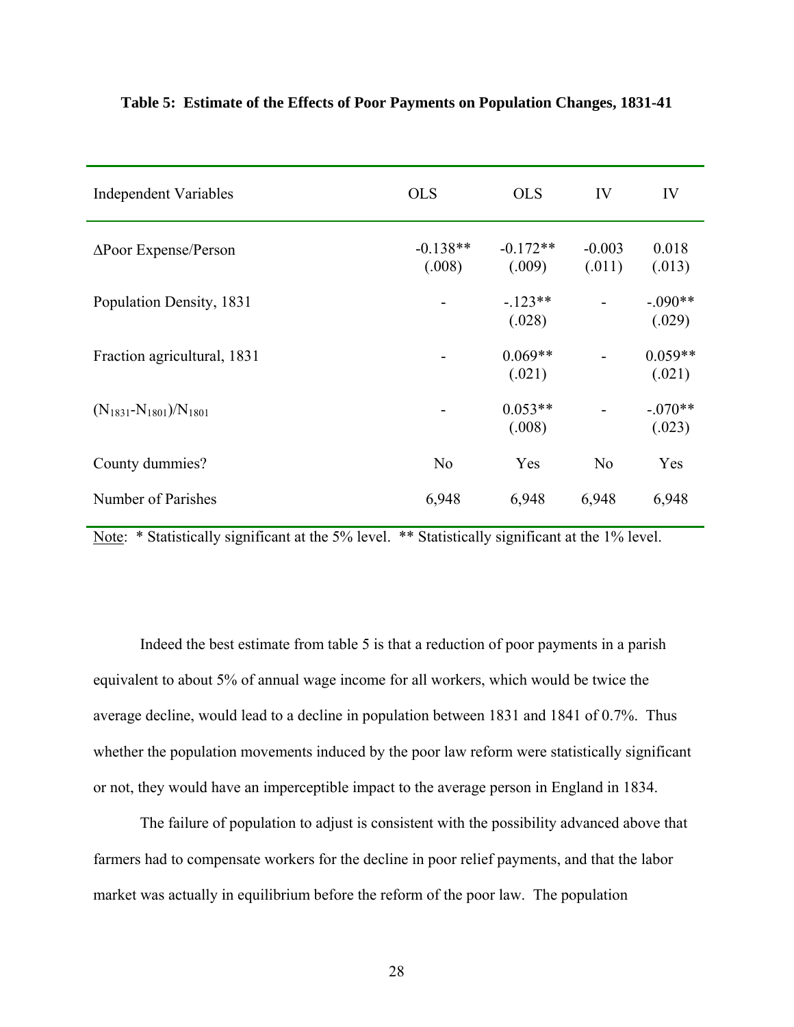**Table 5: Estimate of the Effects of Poor Payments on Population Changes, 1831-41**

| Independent Variables | OLS | OLS | IV | IV |
|---|---|---|---|---|
| ΔPoor Expense/Person | -0.138** (.008) | -0.172** (.009) | -0.003 (.011) | 0.018 (.013) |
| Population Density, 1831 | - | -.123** (.028) | - | -.090** (.029) |
| Fraction agricultural, 1831 | - | 0.069** (.021) | - | 0.059** (.021) |
| $(N_{1831}-N_{1801})/N_{1801}$ | - | 0.053** (.008) | - | -.070** (.023) |
| County dummies? | No | Yes | No | Yes |
| Number of Parishes | 6,948 | 6,948 | 6,948 | 6,948 |

Note: * Statistically significant at the 5% level. ** Statistically significant at the 1% level.

Indeed the best estimate from table 5 is that a reduction of poor payments in a parish equivalent to about 5% of annual wage income for all workers, which would be twice the average decline, would lead to a decline in population between 1831 and 1841 of 0.7%. Thus whether the population movements induced by the poor law reform were statistically significant or not, they would have an imperceptible impact to the average person in England in 1834.

The failure of population to adjust is consistent with the possibility advanced above that farmers had to compensate workers for the decline in poor relief payments, and that the labor market was actually in equilibrium before the reform of the poor law. The population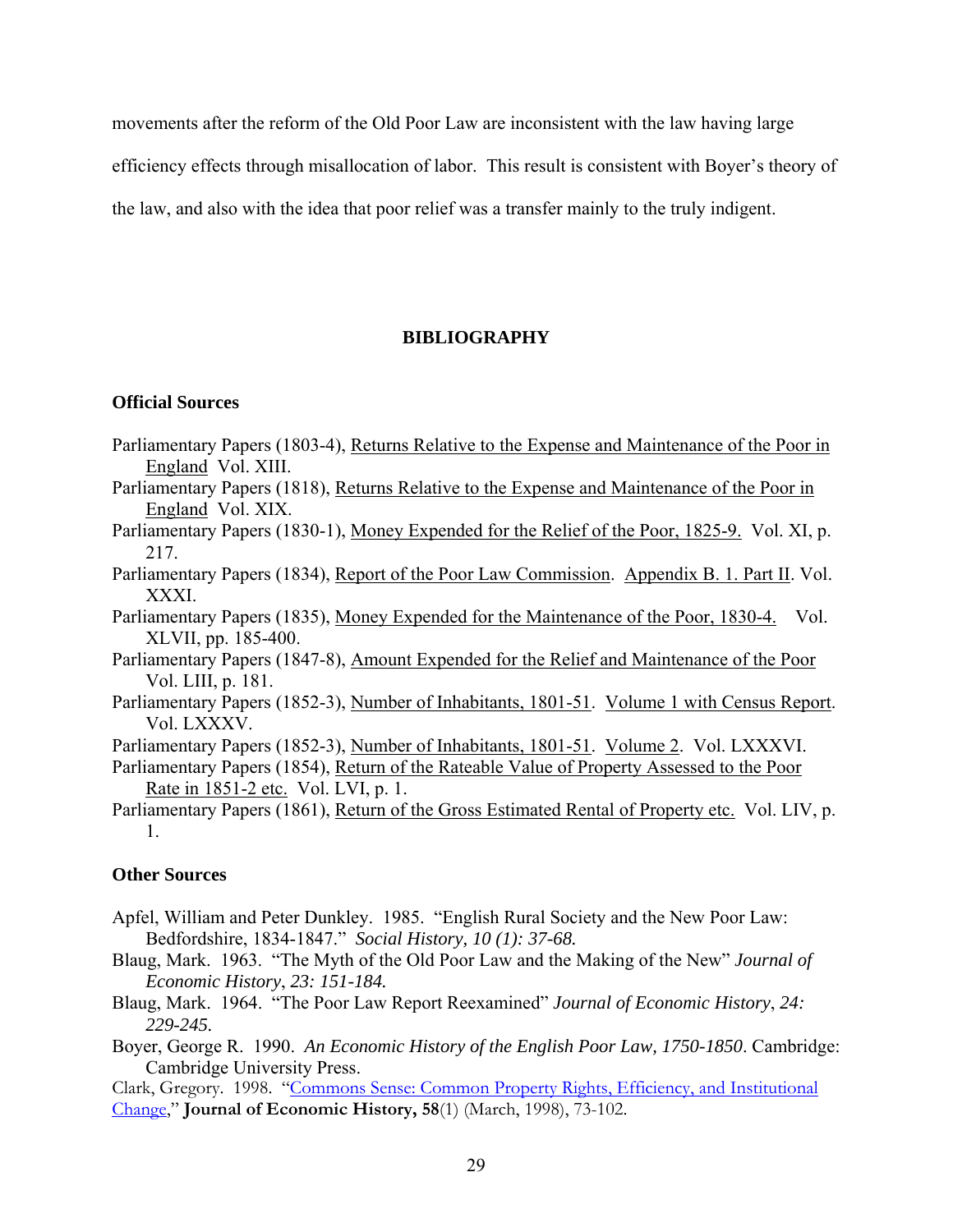movements after the reform of the Old Poor Law are inconsistent with the law having large efficiency effects through misallocation of labor. This result is consistent with Boyer's theory of the law, and also with the idea that poor relief was a transfer mainly to the truly indigent.

## BIBLIOGRAPHY

### Official Sources

Parliamentary Papers (1803-4), Returns Relative to the Expense and Maintenance of the Poor in England Vol. XIII.

Parliamentary Papers (1818), Returns Relative to the Expense and Maintenance of the Poor in England Vol. XIX.

Parliamentary Papers (1830-1), Money Expended for the Relief of the Poor, 1825-9. Vol. XI, p. 217.

Parliamentary Papers (1834), Report of the Poor Law Commission. Appendix B. 1. Part II. Vol. XXXI.

Parliamentary Papers (1835), Money Expended for the Maintenance of the Poor, 1830-4. Vol. XLVII, pp. 185-400.

Parliamentary Papers (1847-8), Amount Expended for the Relief and Maintenance of the Poor Vol. LIII, p. 181.

Parliamentary Papers (1852-3), Number of Inhabitants, 1801-51. Volume 1 with Census Report. Vol. LXXXV.

Parliamentary Papers (1852-3), Number of Inhabitants, 1801-51. Volume 2. Vol. LXXXVI.

Parliamentary Papers (1854), Return of the Rateable Value of Property Assessed to the Poor Rate in 1851-2 etc. Vol. LVI, p. 1.

Parliamentary Papers (1861), Return of the Gross Estimated Rental of Property etc. Vol. LIV, p. 1.

### Other Sources

Apfel, William and Peter Dunkley. 1985. "English Rural Society and the New Poor Law: Bedfordshire, 1834-1847." *Social History, 10 (1): 37-68.*

Blaug, Mark. 1963. "The Myth of the Old Poor Law and the Making of the New" *Journal of Economic History*, *23: 151-184.*

Blaug, Mark. 1964. "The Poor Law Report Reexamined" *Journal of Economic History*, *24: 229-245.*

Boyer, George R. 1990. *An Economic History of the English Poor Law, 1750-1850*. Cambridge: Cambridge University Press.

Clark, Gregory. 1998. "Commons Sense: Common Property Rights, Efficiency, and Institutional Change," **Journal of Economic History, 58**(1) (March, 1998), 73-102.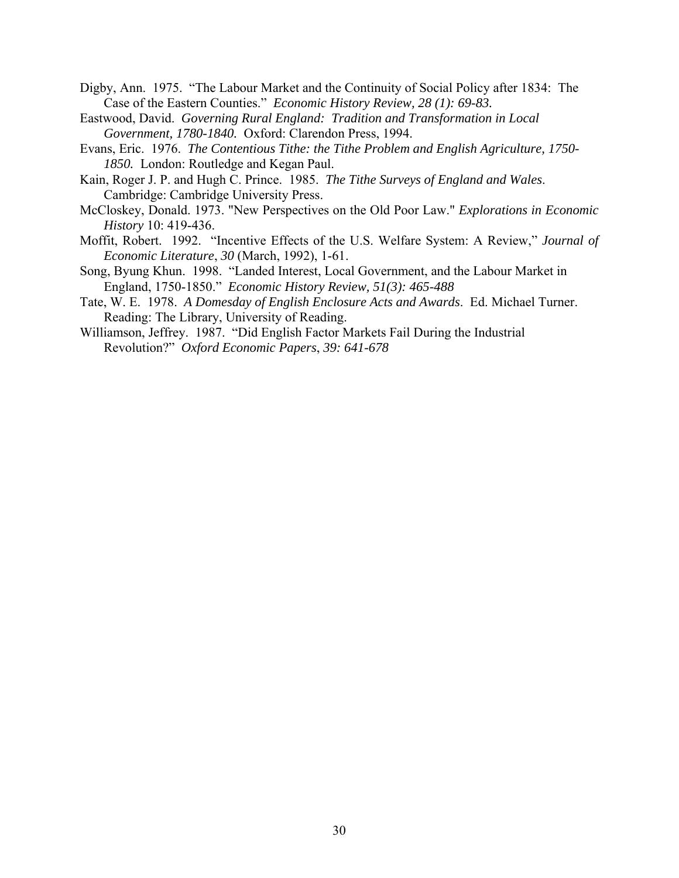Digby, Ann. 1975. "The Labour Market and the Continuity of Social Policy after 1834: The Case of the Eastern Counties." *Economic History Review, 28 (1): 69-83.*

Eastwood, David. *Governing Rural England: Tradition and Transformation in Local Government, 1780-1840.* Oxford: Clarendon Press, 1994.

Evans, Eric. 1976. *The Contentious Tithe: the Tithe Problem and English Agriculture, 1750-1850.* London: Routledge and Kegan Paul.

Kain, Roger J. P. and Hugh C. Prince. 1985. *The Tithe Surveys of England and Wales*. Cambridge: Cambridge University Press.

McCloskey, Donald. 1973. "New Perspectives on the Old Poor Law." *Explorations in Economic History* 10: 419-436.

Moffit, Robert. 1992. "Incentive Effects of the U.S. Welfare System: A Review," *Journal of Economic Literature*, *30* (March, 1992), 1-61.

Song, Byung Khun. 1998. "Landed Interest, Local Government, and the Labour Market in England, 1750-1850." *Economic History Review, 51(3): 465-488*

Tate, W. E. 1978. *A Domesday of English Enclosure Acts and Awards*. Ed. Michael Turner. Reading: The Library, University of Reading.

Williamson, Jeffrey. 1987. "Did English Factor Markets Fail During the Industrial Revolution?" *Oxford Economic Papers*, *39: 641-678*